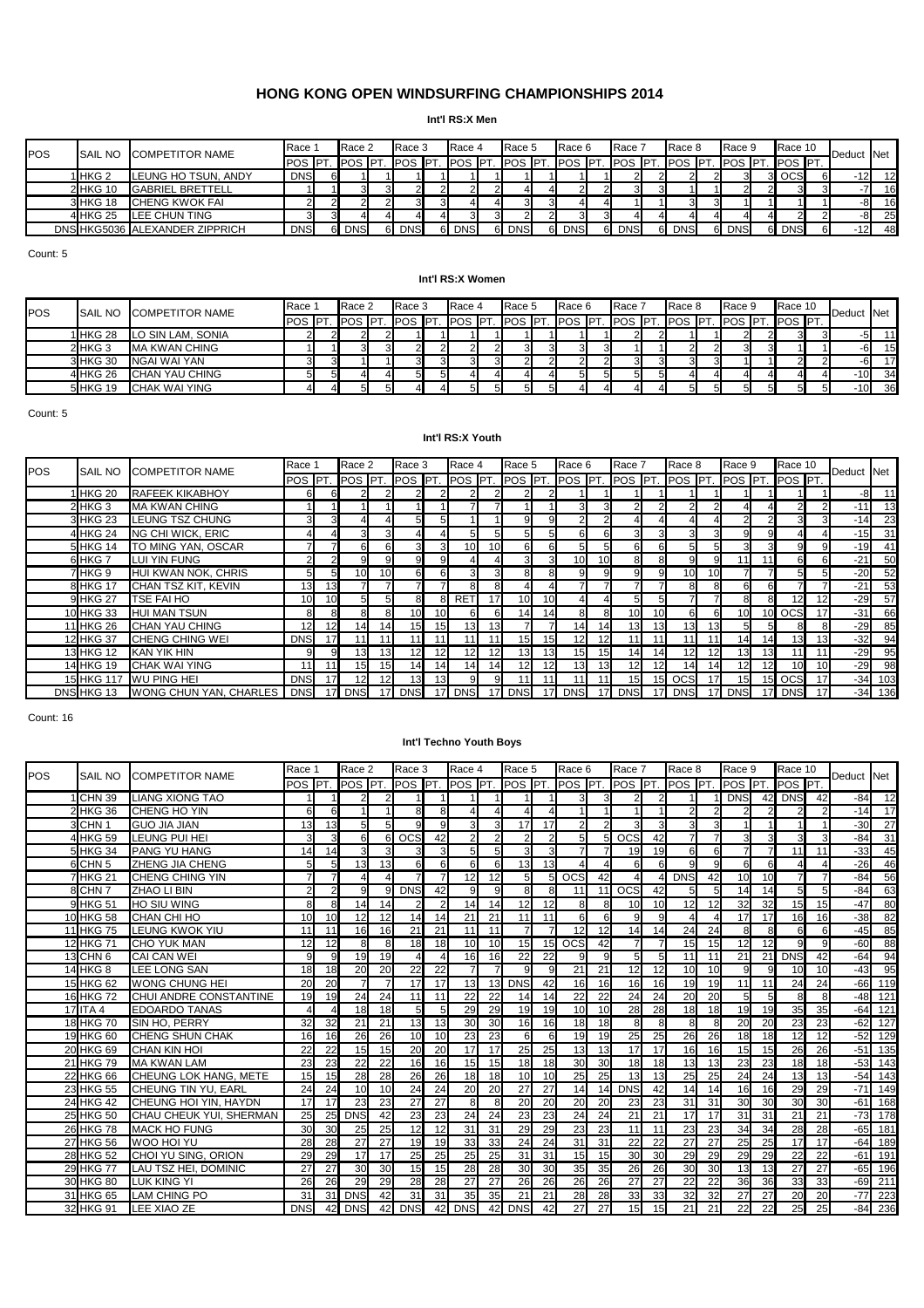# HONG KONG OPEN WINDSURFING CHAMPIONSHIPS 2014

## Int'l RS:X Men

| POS | SAIL NO | COMPETITOR NAME | Race 1 | | Race 2 | | Race 3 | | Race 4 | | Race 5 | | Race 6 | | Race 7 | | Race 8 | | Race 9 | | Race 10 | | Deduct | Net |
|---|---|---|---|---|---|---|---|---|---|---|---|---|---|---|---|---|---|---|---|---|---|---|---|---|
| | | | POS | PT. | POS | PT. | POS | PT. | POS | PT. | POS | PT. | POS | PT. | POS | PT. | POS | PT. | POS | PT. | POS | PT. | | |
| 1 | HKG 2 | LEUNG HO TSUN, ANDY | DNS | 6 | 1 | 1 | 1 | 1 | 1 | 1 | 1 | 1 | 1 | 1 | 2 | 2 | 2 | 2 | 3 | 3 | OCS | 6 | -12 | 12 |
| 2 | HKG 10 | GABRIEL BRETTELL | 1 | 1 | 3 | 3 | 2 | 2 | 2 | 2 | 4 | 4 | 2 | 2 | 3 | 3 | 1 | 1 | 2 | 2 | 3 | 3 | -7 | 16 |
| 3 | HKG 18 | CHENG KWOK FAI | 2 | 2 | 2 | 2 | 3 | 3 | 4 | 4 | 3 | 3 | 4 | 4 | 1 | 1 | 3 | 3 | 1 | 1 | 1 | 1 | -8 | 16 |
| 4 | HKG 25 | LEE CHUN TING | 3 | 3 | 4 | 4 | 4 | 4 | 3 | 3 | 2 | 2 | 3 | 3 | 4 | 4 | 4 | 4 | 4 | 4 | 2 | 2 | -8 | 25 |
| DNS | HKG5036 | ALEXANDER ZIPPRICH | DNS | 6 | DNS | 6 | DNS | 6 | DNS | 6 | DNS | 6 | DNS | 6 | DNS | 6 | DNS | 6 | DNS | 6 | DNS | 6 | -12 | 48 |

Count: 5

## Int'l RS:X Women

| POS | SAIL NO | COMPETITOR NAME | Race 1 | | Race 2 | | Race 3 | | Race 4 | | Race 5 | | Race 6 | | Race 7 | | Race 8 | | Race 9 | | Race 10 | | Deduct | Net |
|---|---|---|---|---|---|---|---|---|---|---|---|---|---|---|---|---|---|---|---|---|---|---|---|---|
| | | | POS | PT. | POS | PT. | POS | PT. | POS | PT. | POS | PT. | POS | PT. | POS | PT. | POS | PT. | POS | PT. | POS | PT. | | |
| 1 | HKG 28 | LO SIN LAM, SONIA | 2 | 2 | 2 | 2 | 1 | 1 | 1 | 1 | 1 | 1 | 1 | 1 | 2 | 2 | 1 | 1 | 2 | 2 | 3 | 3 | -5 | 11 |
| 2 | HKG 3 | MA KWAN CHING | 1 | 1 | 3 | 3 | 2 | 2 | 2 | 2 | 3 | 3 | 3 | 3 | 1 | 1 | 2 | 2 | 3 | 3 | 1 | 1 | -6 | 15 |
| 3 | HKG 30 | NGAI WAI YAN | 3 | 3 | 1 | 1 | 3 | 3 | 3 | 3 | 2 | 2 | 2 | 2 | 3 | 3 | 3 | 3 | 1 | 1 | 2 | 2 | -6 | 17 |
| 4 | HKG 26 | CHAN YAU CHING | 5 | 5 | 4 | 4 | 5 | 5 | 4 | 4 | 4 | 4 | 5 | 5 | 5 | 5 | 4 | 4 | 4 | 4 | 4 | 4 | -10 | 34 |
| 5 | HKG 19 | CHAK WAI YING | 4 | 4 | 5 | 5 | 4 | 4 | 5 | 5 | 5 | 5 | 4 | 4 | 4 | 4 | 5 | 5 | 5 | 5 | 5 | 5 | -10 | 36 |

Count: 5

## Int'l RS:X Youth

| POS | SAIL NO | COMPETITOR NAME | Race 1 | | Race 2 | | Race 3 | | Race 4 | | Race 5 | | Race 6 | | Race 7 | | Race 8 | | Race 9 | | Race 10 | | Deduct | Net |
|---|---|---|---|---|---|---|---|---|---|---|---|---|---|---|---|---|---|---|---|---|---|---|---|---|
| | | | POS | PT. | POS | PT. | POS | PT. | POS | PT. | POS | PT. | POS | PT. | POS | PT. | POS | PT. | POS | PT. | POS | PT. | | |
| 1 | HKG 20 | RAFEEK KIKABHOY | 6 | 6 | 2 | 2 | 2 | 2 | 2 | 2 | 2 | 2 | 1 | 1 | 1 | 1 | 1 | 1 | 1 | 1 | 1 | 1 | -8 | 11 |
| 2 | HKG 3 | MA KWAN CHING | 1 | 1 | 1 | 1 | 1 | 1 | 7 | 7 | 1 | 1 | 3 | 3 | 2 | 2 | 2 | 2 | 4 | 4 | 2 | 2 | -11 | 13 |
| 3 | HKG 23 | LEUNG TSZ CHUNG | 3 | 3 | 4 | 4 | 5 | 5 | 1 | 1 | 9 | 9 | 2 | 2 | 4 | 4 | 4 | 4 | 2 | 2 | 3 | 3 | -14 | 23 |
| 4 | HKG 24 | NG CHI WICK, ERIC | 4 | 4 | 3 | 3 | 4 | 4 | 5 | 5 | 5 | 5 | 6 | 6 | 3 | 3 | 3 | 3 | 9 | 9 | 4 | 4 | -15 | 31 |
| 5 | HKG 14 | TO MING YAN, OSCAR | 7 | 7 | 6 | 6 | 3 | 3 | 10 | 10 | 6 | 6 | 5 | 5 | 6 | 6 | 5 | 5 | 3 | 3 | 9 | 9 | -19 | 41 |
| 6 | HKG 7 | LUI YIN FUNG | 2 | 2 | 9 | 9 | 9 | 9 | 4 | 4 | 3 | 3 | 10 | 10 | 8 | 8 | 9 | 9 | 11 | 11 | 6 | 6 | -21 | 50 |
| 7 | HKG 9 | HUI KWAN NOK, CHRIS | 5 | 5 | 10 | 10 | 6 | 6 | 3 | 3 | 8 | 8 | 9 | 9 | 9 | 9 | 10 | 10 | 7 | 7 | 5 | 5 | -20 | 52 |
| 8 | HKG 17 | CHAN TSZ KIT, KEVIN | 13 | 13 | 7 | 7 | 7 | 7 | 8 | 8 | 4 | 4 | 7 | 7 | 7 | 7 | 8 | 8 | 6 | 6 | 7 | 7 | -21 | 53 |
| 9 | HKG 27 | TSE FAI HO | 10 | 10 | 5 | 5 | 8 | 8 | RET | 17 | 10 | 10 | 4 | 4 | 5 | 5 | 7 | 7 | 8 | 8 | 12 | 12 | -29 | 57 |
| 10 | HKG 33 | HUI MAN TSUN | 8 | 8 | 8 | 8 | 10 | 10 | 6 | 6 | 14 | 14 | 8 | 8 | 10 | 10 | 6 | 6 | 10 | 10 | OCS | 17 | -31 | 66 |
| 11 | HKG 26 | CHAN YAU CHING | 12 | 12 | 14 | 14 | 15 | 15 | 13 | 13 | 7 | 7 | 14 | 14 | 13 | 13 | 13 | 13 | 5 | 5 | 8 | 8 | -29 | 85 |
| 12 | HKG 37 | CHENG CHING WEI | DNS | 17 | 11 | 11 | 11 | 11 | 11 | 11 | 15 | 15 | 12 | 12 | 11 | 11 | 11 | 11 | 14 | 14 | 13 | 13 | -32 | 94 |
| 13 | HKG 12 | KAN YIK HIN | 9 | 9 | 13 | 13 | 12 | 12 | 12 | 12 | 13 | 13 | 15 | 15 | 14 | 14 | 12 | 12 | 13 | 13 | 11 | 11 | -29 | 95 |
| 14 | HKG 19 | CHAK WAI YING | 11 | 11 | 15 | 15 | 14 | 14 | 14 | 14 | 12 | 12 | 13 | 13 | 12 | 12 | 14 | 14 | 12 | 12 | 10 | 10 | -29 | 98 |
| 15 | HKG 117 | WU PING HEI | DNS | 17 | 12 | 12 | 13 | 13 | 9 | 9 | 11 | 11 | 11 | 11 | 15 | 15 | OCS | 17 | 15 | 15 | OCS | 17 | -34 | 103 |
| DNS | HKG 13 | WONG CHUN YAN, CHARLES | DNS | 17 | DNS | 17 | DNS | 17 | DNS | 17 | DNS | 17 | DNS | 17 | DNS | 17 | DNS | 17 | DNS | 17 | DNS | 17 | -34 | 136 |

Count: 16

## Int'l Techno Youth Boys

| POS | SAIL NO | COMPETITOR NAME | Race 1 | | Race 2 | | Race 3 | | Race 4 | | Race 5 | | Race 6 | | Race 7 | | Race 8 | | Race 9 | | Race 10 | | Deduct | Net |
|---|---|---|---|---|---|---|---|---|---|---|---|---|---|---|---|---|---|---|---|---|---|---|---|---|
| | | | POS | PT. | POS | PT. | POS | PT. | POS | PT. | POS | PT. | POS | PT. | POS | PT. | POS | PT. | POS | PT. | POS | PT. | | |
| 1 | CHN 39 | LIANG XIONG TAO | 1 | 1 | 2 | 2 | 1 | 1 | 1 | 1 | 1 | 1 | 3 | 3 | 2 | 2 | 1 | 1 | DNS | 42 | DNS | 42 | -84 | 12 |
| 2 | HKG 36 | CHENG HO YIN | 6 | 6 | 1 | 1 | 8 | 8 | 4 | 4 | 4 | 4 | 1 | 1 | 1 | 1 | 2 | 2 | 2 | 2 | 2 | 2 | -14 | 17 |
| 3 | CHN 1 | GUO JIA JIAN | 13 | 13 | 5 | 5 | 9 | 9 | 3 | 3 | 17 | 17 | 2 | 2 | 3 | 3 | 3 | 3 | 1 | 1 | 1 | 1 | -30 | 27 |
| 4 | HKG 59 | LEUNG PUI HEI | 3 | 3 | 6 | 6 | OCS | 42 | 2 | 2 | 2 | 2 | 5 | 5 | OCS | 42 | 7 | 7 | 3 | 3 | 3 | 3 | -84 | 31 |
| 5 | HKG 34 | PANG YU HANG | 14 | 14 | 3 | 3 | 3 | 3 | 5 | 5 | 3 | 3 | 7 | 7 | 19 | 19 | 6 | 6 | 7 | 7 | 11 | 11 | -33 | 45 |
| 6 | CHN 5 | ZHENG JIA CHENG | 5 | 5 | 13 | 13 | 6 | 6 | 6 | 6 | 13 | 13 | 4 | 4 | 6 | 6 | 9 | 9 | 6 | 6 | 4 | 4 | -26 | 46 |
| 7 | HKG 21 | CHENG CHING YIN | 7 | 7 | 4 | 4 | 7 | 7 | 12 | 12 | 5 | 5 | OCS | 42 | 4 | 4 | DNS | 42 | 10 | 10 | 7 | 7 | -84 | 56 |
| 8 | CHN 7 | ZHAO LI BIN | 2 | 2 | 9 | 9 | DNS | 42 | 9 | 9 | 8 | 8 | 11 | 11 | OCS | 42 | 5 | 5 | 14 | 14 | 5 | 5 | -84 | 63 |
| 9 | HKG 51 | HO SIU WING | 8 | 8 | 14 | 14 | 2 | 2 | 14 | 14 | 12 | 12 | 8 | 8 | 10 | 10 | 12 | 12 | 32 | 32 | 15 | 15 | -47 | 80 |
| 10 | HKG 58 | CHAN CHI HO | 10 | 10 | 12 | 12 | 14 | 14 | 21 | 21 | 11 | 11 | 6 | 6 | 9 | 9 | 4 | 4 | 17 | 17 | 16 | 16 | -38 | 82 |
| 11 | HKG 75 | LEUNG KWOK YIU | 11 | 11 | 16 | 16 | 21 | 21 | 11 | 11 | 7 | 7 | 12 | 12 | 14 | 14 | 24 | 24 | 8 | 8 | 6 | 6 | -45 | 85 |
| 12 | HKG 71 | CHO YUK MAN | 12 | 12 | 8 | 8 | 18 | 18 | 10 | 10 | 15 | 15 | OCS | 42 | 7 | 7 | 15 | 15 | 12 | 12 | 9 | 9 | -60 | 88 |
| 13 | CHN 6 | CAI CAN WEI | 9 | 9 | 19 | 19 | 4 | 4 | 16 | 16 | 22 | 22 | 9 | 9 | 5 | 5 | 11 | 11 | 21 | 21 | DNS | 42 | -64 | 94 |
| 14 | HKG 8 | LEE LONG SAN | 18 | 18 | 20 | 20 | 22 | 22 | 7 | 7 | 9 | 9 | 21 | 21 | 12 | 12 | 10 | 10 | 9 | 9 | 10 | 10 | -43 | 95 |
| 15 | HKG 62 | WONG CHUNG HEI | 20 | 20 | 7 | 7 | 17 | 17 | 13 | 13 | DNS | 42 | 16 | 16 | 16 | 16 | 19 | 19 | 11 | 11 | 24 | 24 | -66 | 119 |
| 16 | HKG 72 | CHUI ANDRE CONSTANTINE | 19 | 19 | 24 | 24 | 11 | 11 | 22 | 22 | 14 | 14 | 22 | 22 | 24 | 24 | 20 | 20 | 5 | 5 | 8 | 8 | -48 | 121 |
| 17 | ITA 4 | EDOARDO TANAS | 4 | 4 | 18 | 18 | 5 | 5 | 29 | 29 | 19 | 19 | 10 | 10 | 28 | 28 | 18 | 18 | 19 | 19 | 35 | 35 | -64 | 121 |
| 18 | HKG 70 | SIN HO, PERRY | 32 | 32 | 21 | 21 | 13 | 13 | 30 | 30 | 16 | 16 | 18 | 18 | 8 | 8 | 8 | 8 | 20 | 20 | 23 | 23 | -62 | 127 |
| 19 | HKG 60 | CHENG SHUN CHAK | 16 | 16 | 26 | 26 | 10 | 10 | 23 | 23 | 6 | 6 | 19 | 19 | 25 | 25 | 26 | 26 | 18 | 18 | 12 | 12 | -52 | 129 |
| 20 | HKG 69 | CHAN KIN HOI | 22 | 22 | 15 | 15 | 20 | 20 | 17 | 17 | 25 | 25 | 13 | 13 | 17 | 17 | 16 | 16 | 15 | 15 | 26 | 26 | -51 | 135 |
| 21 | HKG 79 | MA KWAN LAM | 23 | 23 | 22 | 22 | 16 | 16 | 15 | 15 | 18 | 18 | 30 | 30 | 18 | 18 | 13 | 13 | 23 | 23 | 18 | 18 | -53 | 143 |
| 22 | HKG 66 | CHEUNG LOK HANG, METE | 15 | 15 | 28 | 28 | 26 | 26 | 18 | 18 | 10 | 10 | 25 | 25 | 13 | 13 | 25 | 25 | 24 | 24 | 13 | 13 | -54 | 143 |
| 23 | HKG 55 | CHEUNG TIN YU, EARL | 24 | 24 | 10 | 10 | 24 | 24 | 20 | 20 | 27 | 27 | 14 | 14 | DNS | 42 | 14 | 14 | 16 | 16 | 29 | 29 | -71 | 149 |
| 24 | HKG 42 | CHEUNG HOI YIN, HAYDN | 17 | 17 | 23 | 23 | 27 | 27 | 8 | 8 | 20 | 20 | 20 | 20 | 23 | 23 | 31 | 31 | 30 | 30 | 30 | 30 | -61 | 168 |
| 25 | HKG 50 | CHAU CHEUK YUI, SHERMAN | 25 | 25 | DNS | 42 | 23 | 23 | 24 | 24 | 23 | 23 | 24 | 24 | 21 | 21 | 17 | 17 | 31 | 31 | 21 | 21 | -73 | 178 |
| 26 | HKG 78 | MACK HO FUNG | 30 | 30 | 25 | 25 | 12 | 12 | 31 | 31 | 29 | 29 | 23 | 23 | 11 | 11 | 23 | 23 | 34 | 34 | 28 | 28 | -65 | 181 |
| 27 | HKG 56 | WOO HOI YU | 28 | 28 | 27 | 27 | 19 | 19 | 33 | 33 | 24 | 24 | 31 | 31 | 22 | 22 | 27 | 27 | 25 | 25 | 17 | 17 | -64 | 189 |
| 28 | HKG 52 | CHOI YU SING, ORION | 29 | 29 | 17 | 17 | 25 | 25 | 25 | 25 | 31 | 31 | 15 | 15 | 30 | 30 | 29 | 29 | 29 | 29 | 22 | 22 | -61 | 191 |
| 29 | HKG 77 | LAU TSZ HEI, DOMINIC | 27 | 27 | 30 | 30 | 15 | 15 | 28 | 28 | 30 | 30 | 35 | 35 | 26 | 26 | 30 | 30 | 13 | 13 | 27 | 27 | -65 | 196 |
| 30 | HKG 80 | LUK KING YI | 26 | 26 | 29 | 29 | 28 | 28 | 27 | 27 | 26 | 26 | 26 | 26 | 27 | 27 | 22 | 22 | 36 | 36 | 33 | 33 | -69 | 211 |
| 31 | HKG 65 | LAM CHING PO | 31 | 31 | DNS | 42 | 31 | 31 | 35 | 35 | 21 | 21 | 28 | 28 | 33 | 33 | 32 | 32 | 27 | 27 | 20 | 20 | -77 | 223 |
| 32 | HKG 91 | LEE XIAO ZE | DNS | 42 | DNS | 42 | DNS | 42 | DNS | 42 | DNS | 42 | 27 | 27 | 15 | 15 | 21 | 21 | 22 | 22 | 25 | 25 | -84 | 236 |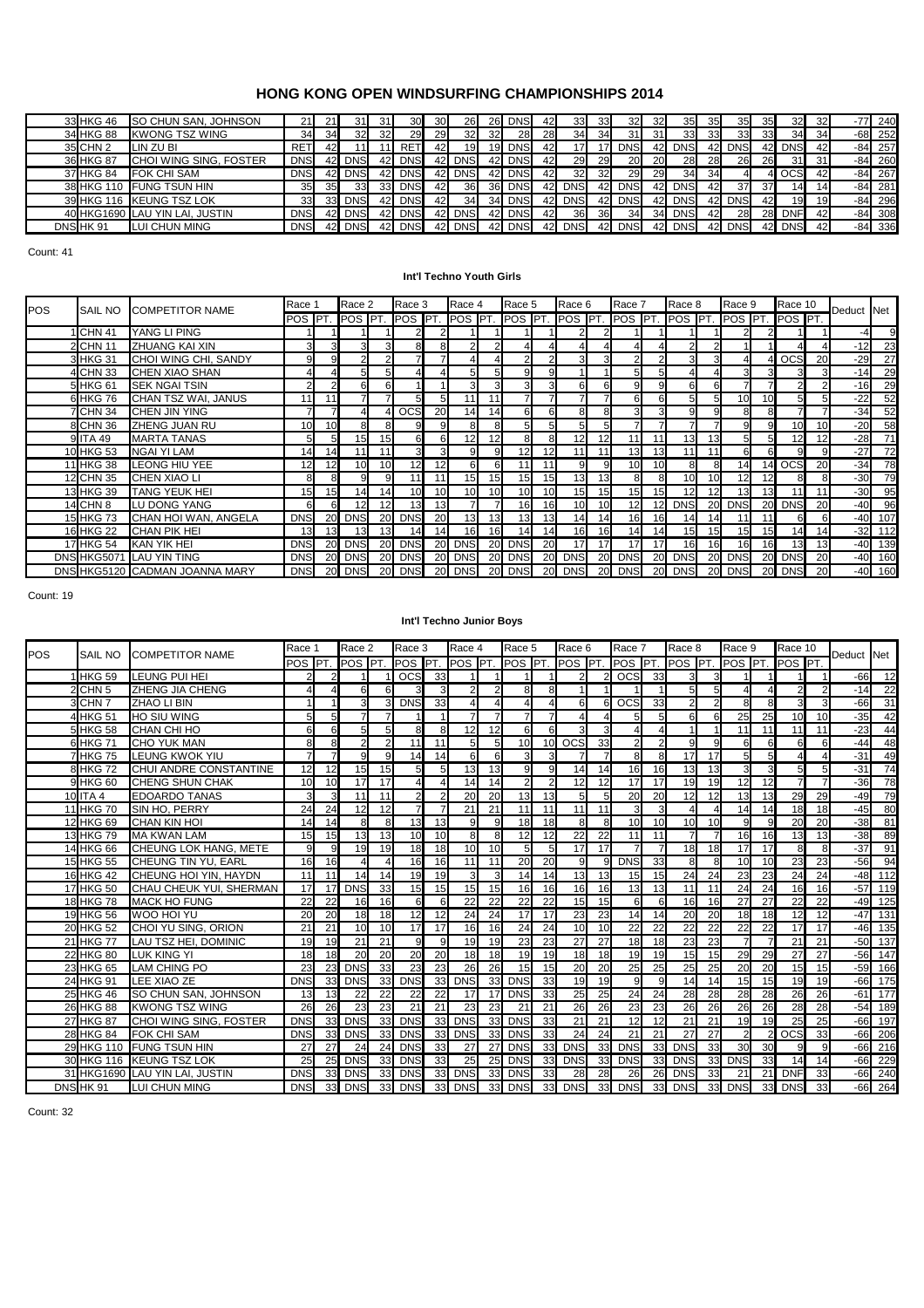# HONG KONG OPEN WINDSURFING CHAMPIONSHIPS 2014

| POS | SAIL NO | COMPETITOR NAME | Race 1 POS | PT. | Race 2 POS | PT. | Race 3 POS | PT. | Race 4 POS | PT. | Race 5 POS | PT. | Race 6 POS | PT. | Race 7 POS | PT. | Race 8 POS | PT. | Race 9 POS | PT. | Race 10 POS | PT. | Deduct | Net |
|---|---|---|---|---|---|---|---|---|---|---|---|---|---|---|---|---|---|---|---|---|---|---|---|---|
| 33 | HKG 46 | SO CHUN SAN, JOHNSON | 21 | 21 | 31 | 31 | 30 | 30 | 26 | 26 | DNS | 42 | 33 | 33 | 32 | 32 | 35 | 35 | 35 | 35 | 32 | 32 | -77 | 240 |
| 34 | HKG 88 | KWONG TSZ WING | 34 | 34 | 32 | 32 | 29 | 29 | 32 | 32 | 28 | 28 | 34 | 34 | 31 | 31 | 33 | 33 | 33 | 33 | 34 | 34 | -68 | 252 |
| 35 | CHN 2 | LIN ZU BI | RET | 42 | 11 | 11 | RET | 42 | 19 | 19 | DNS | 42 | 17 | 17 | DNS | 42 | DNS | 42 | DNS | 42 | DNS | 42 | -84 | 257 |
| 36 | HKG 87 | CHOI WING SING, FOSTER | DNS | 42 | DNS | 42 | DNS | 42 | DNS | 42 | DNS | 42 | 29 | 29 | 20 | 20 | 28 | 28 | 26 | 26 | 31 | 31 | -84 | 260 |
| 37 | HKG 84 | FOK CHI SAM | DNS | 42 | DNS | 42 | DNS | 42 | DNS | 42 | DNS | 42 | 32 | 32 | 29 | 29 | 34 | 34 | 4 | 4 | OCS | 42 | -84 | 267 |
| 38 | HKG 110 | FUNG TSUN HIN | 35 | 35 | 33 | 33 | DNS | 42 | 36 | 36 | DNS | 42 | DNS | 42 | DNS | 42 | DNS | 42 | 37 | 37 | 14 | 14 | -84 | 281 |
| 39 | HKG 116 | KEUNG TSZ LOK | 33 | 33 | DNS | 42 | DNS | 42 | 34 | 34 | DNS | 42 | DNS | 42 | DNS | 42 | DNS | 42 | DNS | 42 | 19 | 19 | -84 | 296 |
| 40 | HKG1690 | LAU YIN LAI, JUSTIN | DNS | 42 | DNS | 42 | DNS | 42 | DNS | 42 | DNS | 42 | 36 | 36 | 34 | 34 | DNS | 42 | 28 | 28 | DNF | 42 | -84 | 308 |
| DNS | HK 91 | LUI CHUN MING | DNS | 42 | DNS | 42 | DNS | 42 | DNS | 42 | DNS | 42 | DNS | 42 | DNS | 42 | DNS | 42 | DNS | 42 | DNS | 42 | -84 | 336 |

Count: 41

## Int'l Techno Youth Girls

| POS | SAIL NO | COMPETITOR NAME | Race 1 POS | PT. | Race 2 POS | PT. | Race 3 POS | PT. | Race 4 POS | PT. | Race 5 POS | PT. | Race 6 POS | PT. | Race 7 POS | PT. | Race 8 POS | PT. | Race 9 POS | PT. | Race 10 POS | PT. | Deduct | Net |
|---|---|---|---|---|---|---|---|---|---|---|---|---|---|---|---|---|---|---|---|---|---|---|---|---|
| 1 | CHN 41 | YANG LI PING | 1 | 1 | 1 | 1 | 2 | 2 | 1 | 1 | 1 | 1 | 2 | 2 | 1 | 1 | 1 | 1 | 2 | 2 | 1 | 1 | -4 | 9 |
| 2 | CHN 11 | ZHUANG KAI XIN | 3 | 3 | 3 | 3 | 8 | 8 | 2 | 2 | 4 | 4 | 4 | 4 | 4 | 4 | 2 | 2 | 1 | 1 | 4 | 4 | -12 | 23 |
| 3 | HKG 31 | CHOI WING CHI, SANDY | 9 | 9 | 2 | 2 | 7 | 7 | 4 | 4 | 2 | 2 | 3 | 3 | 2 | 2 | 3 | 3 | 4 | 4 | OCS | 20 | -29 | 27 |
| 4 | CHN 33 | CHEN XIAO SHAN | 4 | 4 | 5 | 5 | 4 | 4 | 5 | 5 | 9 | 9 | 1 | 1 | 5 | 5 | 4 | 4 | 3 | 3 | 3 | 3 | -14 | 29 |
| 5 | HKG 61 | SEK NGAI TSIN | 2 | 2 | 6 | 6 | 1 | 1 | 3 | 3 | 3 | 3 | 6 | 6 | 9 | 9 | 6 | 6 | 7 | 7 | 2 | 2 | -16 | 29 |
| 6 | HKG 76 | CHAN TSZ WAI, JANUS | 11 | 11 | 7 | 7 | 5 | 5 | 11 | 11 | 7 | 7 | 7 | 7 | 6 | 6 | 5 | 5 | 10 | 10 | 5 | 5 | -22 | 52 |
| 7 | CHN 34 | CHEN JIN YING | 7 | 7 | 4 | 4 | OCS | 20 | 14 | 14 | 6 | 6 | 8 | 8 | 3 | 3 | 9 | 9 | 8 | 8 | 7 | 7 | -34 | 52 |
| 8 | CHN 36 | ZHENG JUAN RU | 10 | 10 | 8 | 8 | 9 | 9 | 8 | 8 | 5 | 5 | 5 | 5 | 7 | 7 | 7 | 7 | 9 | 9 | 10 | 10 | -20 | 58 |
| 9 | ITA 49 | MARTA TANAS | 5 | 5 | 15 | 15 | 6 | 6 | 12 | 12 | 8 | 8 | 12 | 12 | 11 | 11 | 13 | 13 | 5 | 5 | 12 | 12 | -28 | 71 |
| 10 | HKG 53 | NGAI YI LAM | 14 | 14 | 11 | 11 | 3 | 3 | 9 | 9 | 12 | 12 | 11 | 11 | 13 | 13 | 11 | 11 | 6 | 6 | 9 | 9 | -27 | 72 |
| 11 | HKG 38 | LEONG HIU YEE | 12 | 12 | 10 | 10 | 12 | 12 | 6 | 6 | 11 | 11 | 9 | 9 | 10 | 10 | 8 | 8 | 14 | 14 | OCS | 20 | -34 | 78 |
| 12 | CHN 35 | CHEN XIAO LI | 8 | 8 | 9 | 9 | 11 | 11 | 15 | 15 | 15 | 15 | 13 | 13 | 8 | 8 | 10 | 10 | 12 | 12 | 8 | 8 | -30 | 79 |
| 13 | HKG 39 | TANG YEUK HEI | 15 | 15 | 14 | 14 | 10 | 10 | 10 | 10 | 10 | 10 | 15 | 15 | 15 | 15 | 12 | 12 | 13 | 13 | 11 | 11 | -30 | 95 |
| 14 | CHN 8 | LU DONG YANG | 6 | 6 | 12 | 12 | 13 | 13 | 7 | 7 | 16 | 16 | 10 | 10 | 12 | 12 | DNS | 20 | DNS | 20 | DNS | 20 | -40 | 96 |
| 15 | HKG 73 | CHAN HOI WAN, ANGELA | DNS | 20 | DNS | 20 | DNS | 20 | 13 | 13 | 13 | 13 | 14 | 14 | 16 | 16 | 14 | 14 | 11 | 11 | 6 | 6 | -40 | 107 |
| 16 | HKG 22 | CHAN PIK HEI | 13 | 13 | 13 | 13 | 14 | 14 | 16 | 16 | 14 | 14 | 16 | 16 | 14 | 14 | 15 | 15 | 15 | 15 | 14 | 14 | -32 | 112 |
| 17 | HKG 54 | KAN YIK HEI | DNS | 20 | DNS | 20 | DNS | 20 | DNS | 20 | DNS | 20 | 17 | 17 | 17 | 17 | 16 | 16 | 16 | 16 | 13 | 13 | -40 | 139 |
| DNS | HKG5071 | LAU YIN TING | DNS | 20 | DNS | 20 | DNS | 20 | DNS | 20 | DNS | 20 | DNS | 20 | DNS | 20 | DNS | 20 | DNS | 20 | DNS | 20 | -40 | 160 |
| DNS | HKG5120 | CADMAN JOANNA MARY | DNS | 20 | DNS | 20 | DNS | 20 | DNS | 20 | DNS | 20 | DNS | 20 | DNS | 20 | DNS | 20 | DNS | 20 | DNS | 20 | -40 | 160 |

Count: 19

## Int'l Techno Junior Boys

| POS | SAIL NO | COMPETITOR NAME | Race 1 POS | PT. | Race 2 POS | PT. | Race 3 POS | PT. | Race 4 POS | PT. | Race 5 POS | PT. | Race 6 POS | PT. | Race 7 POS | PT. | Race 8 POS | PT. | Race 9 POS | PT. | Race 10 POS | PT. | Deduct | Net |
|---|---|---|---|---|---|---|---|---|---|---|---|---|---|---|---|---|---|---|---|---|---|---|---|---|
| 1 | HKG 59 | LEUNG PUI HEI | 2 | 2 | 1 | 1 | OCS | 33 | 1 | 1 | 1 | 1 | 2 | 2 | OCS | 33 | 3 | 3 | 1 | 1 | 1 | 1 | -66 | 12 |
| 2 | CHN 5 | ZHENG JIA CHENG | 4 | 4 | 6 | 6 | 3 | 3 | 2 | 2 | 8 | 8 | 1 | 1 | 1 | 1 | 5 | 5 | 4 | 4 | 2 | 2 | -14 | 22 |
| 3 | CHN 7 | ZHAO LI BIN | 1 | 1 | 3 | 3 | DNS | 33 | 4 | 4 | 4 | 4 | 6 | 6 | OCS | 33 | 2 | 2 | 8 | 8 | 3 | 3 | -66 | 31 |
| 4 | HKG 51 | HO SIU WING | 5 | 5 | 7 | 7 | 1 | 1 | 7 | 7 | 7 | 7 | 4 | 4 | 5 | 5 | 6 | 6 | 25 | 25 | 10 | 10 | -35 | 42 |
| 5 | HKG 58 | CHAN CHI HO | 6 | 6 | 5 | 5 | 8 | 8 | 12 | 12 | 6 | 6 | 3 | 3 | 4 | 4 | 1 | 1 | 11 | 11 | 11 | 11 | -23 | 44 |
| 6 | HKG 71 | CHO YUK MAN | 8 | 8 | 2 | 2 | 11 | 11 | 5 | 5 | 10 | 10 | OCS | 33 | 2 | 2 | 9 | 9 | 6 | 6 | 6 | 6 | -44 | 48 |
| 7 | HKG 75 | LEUNG KWOK YIU | 7 | 7 | 9 | 9 | 14 | 14 | 6 | 6 | 3 | 3 | 7 | 7 | 8 | 8 | 17 | 17 | 5 | 5 | 4 | 4 | -31 | 49 |
| 8 | HKG 72 | CHUI ANDRE CONSTANTINE | 12 | 12 | 15 | 15 | 5 | 5 | 13 | 13 | 9 | 9 | 14 | 14 | 16 | 16 | 13 | 13 | 3 | 3 | 5 | 5 | -31 | 74 |
| 9 | HKG 60 | CHENG SHUN CHAK | 10 | 10 | 17 | 17 | 4 | 4 | 14 | 14 | 2 | 2 | 12 | 12 | 17 | 17 | 19 | 19 | 12 | 12 | 7 | 7 | -36 | 78 |
| 10 | ITA 4 | EDOARDO TANAS | 3 | 3 | 11 | 11 | 2 | 2 | 20 | 20 | 13 | 13 | 5 | 5 | 20 | 20 | 12 | 12 | 13 | 13 | 29 | 29 | -49 | 79 |
| 11 | HKG 70 | SIN HO, PERRY | 24 | 24 | 12 | 12 | 7 | 7 | 21 | 21 | 11 | 11 | 11 | 11 | 3 | 3 | 4 | 4 | 14 | 14 | 18 | 18 | -45 | 80 |
| 12 | HKG 69 | CHAN KIN HOI | 14 | 14 | 8 | 8 | 13 | 13 | 9 | 9 | 18 | 18 | 8 | 8 | 10 | 10 | 10 | 10 | 9 | 9 | 20 | 20 | -38 | 81 |
| 13 | HKG 79 | MA KWAN LAM | 15 | 15 | 13 | 13 | 10 | 10 | 8 | 8 | 12 | 12 | 22 | 22 | 11 | 11 | 7 | 7 | 16 | 16 | 13 | 13 | -38 | 89 |
| 14 | HKG 66 | CHEUNG LOK HANG, METE | 9 | 9 | 19 | 19 | 18 | 18 | 10 | 10 | 5 | 5 | 17 | 17 | 7 | 7 | 18 | 18 | 17 | 17 | 8 | 8 | -37 | 91 |
| 15 | HKG 55 | CHEUNG TIN YU, EARL | 16 | 16 | 4 | 4 | 16 | 16 | 11 | 11 | 20 | 20 | 9 | 9 | DNS | 33 | 8 | 8 | 10 | 10 | 23 | 23 | -56 | 94 |
| 16 | HKG 42 | CHEUNG HOI YIN, HAYDN | 11 | 11 | 14 | 14 | 19 | 19 | 3 | 3 | 14 | 14 | 13 | 13 | 15 | 15 | 24 | 24 | 23 | 23 | 24 | 24 | -48 | 112 |
| 17 | HKG 50 | CHAU CHEUK YUI, SHERMAN | 17 | 17 | DNS | 33 | 15 | 15 | 15 | 15 | 16 | 16 | 16 | 16 | 13 | 13 | 11 | 11 | 24 | 24 | 16 | 16 | -57 | 119 |
| 18 | HKG 78 | MACK HO FUNG | 22 | 22 | 16 | 16 | 6 | 6 | 22 | 22 | 22 | 22 | 15 | 15 | 6 | 6 | 16 | 16 | 27 | 27 | 22 | 22 | -49 | 125 |
| 19 | HKG 56 | WOO HOI YU | 20 | 20 | 18 | 18 | 12 | 12 | 24 | 24 | 17 | 17 | 23 | 23 | 14 | 14 | 20 | 20 | 18 | 18 | 12 | 12 | -47 | 131 |
| 20 | HKG 52 | CHOI YU SING, ORION | 21 | 21 | 10 | 10 | 17 | 17 | 16 | 16 | 24 | 24 | 10 | 10 | 22 | 22 | 22 | 22 | 22 | 22 | 17 | 17 | -46 | 135 |
| 21 | HKG 77 | LAU TSZ HEI, DOMINIC | 19 | 19 | 21 | 21 | 9 | 9 | 19 | 19 | 23 | 23 | 27 | 27 | 18 | 18 | 23 | 23 | 7 | 7 | 21 | 21 | -50 | 137 |
| 22 | HKG 80 | LUK KING YI | 18 | 18 | 20 | 20 | 20 | 20 | 18 | 18 | 19 | 19 | 18 | 18 | 19 | 19 | 15 | 15 | 29 | 29 | 27 | 27 | -56 | 147 |
| 23 | HKG 65 | LAM CHING PO | 23 | 23 | DNS | 33 | 23 | 23 | 26 | 26 | 15 | 15 | 20 | 20 | 25 | 25 | 25 | 25 | 20 | 20 | 15 | 15 | -59 | 166 |
| 24 | HKG 91 | LEE XIAO ZE | DNS | 33 | DNS | 33 | DNS | 33 | DNS | 33 | DNS | 33 | 19 | 19 | 9 | 9 | 14 | 14 | 15 | 15 | 19 | 19 | -66 | 175 |
| 25 | HKG 46 | SO CHUN SAN, JOHNSON | 13 | 13 | 22 | 22 | 22 | 22 | 17 | 17 | DNS | 33 | 25 | 25 | 24 | 24 | 28 | 28 | 28 | 28 | 26 | 26 | -61 | 177 |
| 26 | HKG 88 | KWONG TSZ WING | 26 | 26 | 23 | 23 | 21 | 21 | 23 | 23 | 21 | 21 | 26 | 26 | 23 | 23 | 26 | 26 | 26 | 26 | 28 | 28 | -54 | 189 |
| 27 | HKG 87 | CHOI WING SING, FOSTER | DNS | 33 | DNS | 33 | DNS | 33 | DNS | 33 | DNS | 33 | 21 | 21 | 12 | 12 | 21 | 21 | 19 | 19 | 25 | 25 | -66 | 197 |
| 28 | HKG 84 | FOK CHI SAM | DNS | 33 | DNS | 33 | DNS | 33 | DNS | 33 | DNS | 33 | 24 | 24 | 21 | 21 | 27 | 27 | 2 | 2 | OCS | 33 | -66 | 206 |
| 29 | HKG 110 | FUNG TSUN HIN | 27 | 27 | 24 | 24 | DNS | 33 | 27 | 27 | DNS | 33 | DNS | 33 | DNS | 33 | DNS | 33 | 30 | 30 | 9 | 9 | -66 | 216 |
| 30 | HKG 116 | KEUNG TSZ LOK | 25 | 25 | DNS | 33 | DNS | 33 | 25 | 25 | DNS | 33 | DNS | 33 | DNS | 33 | DNS | 33 | DNS | 33 | 14 | 14 | -66 | 229 |
| 31 | HKG1690 | LAU YIN LAI, JUSTIN | DNS | 33 | DNS | 33 | DNS | 33 | DNS | 33 | DNS | 33 | 28 | 28 | 26 | 26 | DNS | 33 | 21 | 21 | DNF | 33 | -66 | 240 |
| DNS | HK 91 | LUI CHUN MING | DNS | 33 | DNS | 33 | DNS | 33 | DNS | 33 | DNS | 33 | DNS | 33 | DNS | 33 | DNS | 33 | DNS | 33 | DNS | 33 | -66 | 264 |

Count: 32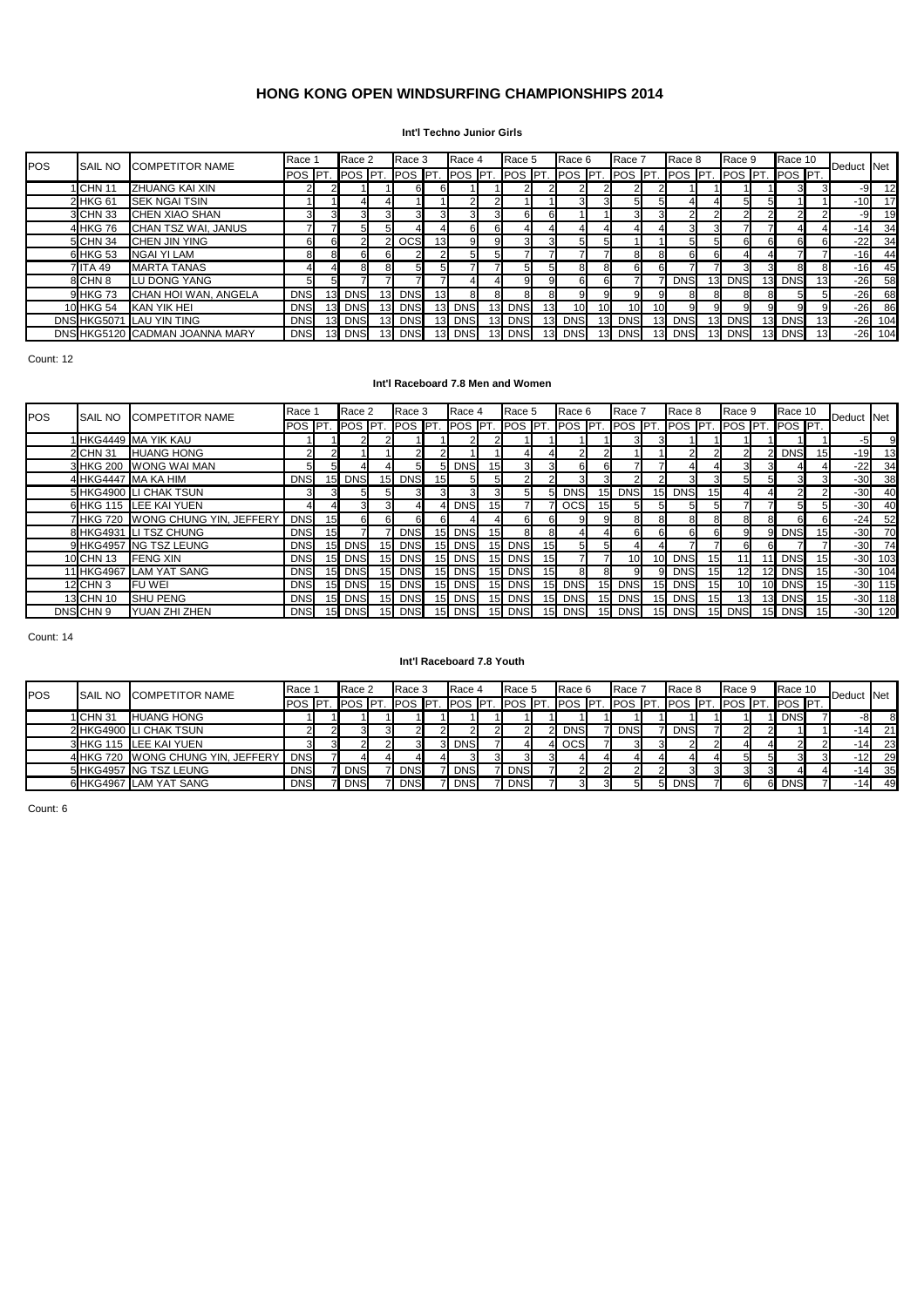# HONG KONG OPEN WINDSURFING CHAMPIONSHIPS 2014

### Int'l Techno Junior Girls

| POS | SAIL NO | COMPETITOR NAME | Race 1 | | Race 2 | | Race 3 | | Race 4 | | Race 5 | | Race 6 | | Race 7 | | Race 8 | | Race 9 | | Race 10 | | Deduct | Net |
|---|---|---|---|---|---|---|---|---|---|---|---|---|---|---|---|---|---|---|---|---|---|---|---|---|
| | | | POS | PT. | POS | PT. | POS | PT. | POS | PT. | POS | PT. | POS | PT. | POS | PT. | POS | PT. | POS | PT. | POS | PT. | | |
| 1 | CHN 11 | ZHUANG KAI XIN | 2 | 2 | 1 | 1 | 6 | 6 | 1 | 1 | 2 | 2 | 2 | 2 | 2 | 2 | 1 | 1 | 1 | 1 | 3 | 3 | -9 | 12 |
| 2 | HKG 61 | SEK NGAI TSIN | 1 | 1 | 4 | 4 | 1 | 1 | 2 | 2 | 1 | 1 | 3 | 3 | 5 | 5 | 4 | 4 | 5 | 5 | 1 | 1 | -10 | 17 |
| 3 | CHN 33 | CHEN XIAO SHAN | 3 | 3 | 3 | 3 | 3 | 3 | 3 | 3 | 6 | 6 | 1 | 1 | 3 | 3 | 2 | 2 | 2 | 2 | 2 | 2 | -9 | 19 |
| 4 | HKG 76 | CHAN TSZ WAI, JANUS | 7 | 7 | 5 | 5 | 4 | 4 | 6 | 6 | 4 | 4 | 4 | 4 | 4 | 4 | 3 | 3 | 7 | 7 | 4 | 4 | -14 | 34 |
| 5 | CHN 34 | CHEN JIN YING | 6 | 6 | 2 | 2 | OCS | 13 | 9 | 9 | 3 | 3 | 5 | 5 | 1 | 1 | 5 | 5 | 6 | 6 | 6 | 6 | -22 | 34 |
| 6 | HKG 53 | NGAI YI LAM | 8 | 8 | 6 | 6 | 2 | 2 | 5 | 5 | 7 | 7 | 7 | 7 | 8 | 8 | 6 | 6 | 4 | 4 | 7 | 7 | -16 | 44 |
| 7 | ITA 49 | MARTA TANAS | 4 | 4 | 8 | 8 | 5 | 5 | 7 | 7 | 5 | 5 | 8 | 8 | 6 | 6 | 7 | 7 | 3 | 3 | 8 | 8 | -16 | 45 |
| 8 | CHN 8 | LU DONG YANG | 5 | 5 | 7 | 7 | 7 | 7 | 4 | 4 | 9 | 9 | 6 | 6 | 7 | 7 | DNS | 13 | DNS | 13 | DNS | 13 | -26 | 58 |
| 9 | HKG 73 | CHAN HOI WAN, ANGELA | DNS | 13 | DNS | 13 | DNS | 13 | 8 | 8 | 8 | 8 | 9 | 9 | 9 | 9 | 8 | 8 | 8 | 8 | 5 | 5 | -26 | 68 |
| 10 | HKG 54 | KAN YIK HEI | DNS | 13 | DNS | 13 | DNS | 13 | DNS | 13 | DNS | 13 | 10 | 10 | 10 | 10 | 9 | 9 | 9 | 9 | 9 | 9 | -26 | 86 |
| DNS | HKG5071 | LAU YIN TING | DNS | 13 | DNS | 13 | DNS | 13 | DNS | 13 | DNS | 13 | DNS | 13 | DNS | 13 | DNS | 13 | DNS | 13 | DNS | 13 | -26 | 104 |
| DNS | HKG5120 | CADMAN JOANNA MARY | DNS | 13 | DNS | 13 | DNS | 13 | DNS | 13 | DNS | 13 | DNS | 13 | DNS | 13 | DNS | 13 | DNS | 13 | DNS | 13 | -26 | 104 |

Count: 12

### Int'l Raceboard 7.8 Men and Women

| POS | SAIL NO | COMPETITOR NAME | Race 1 | | Race 2 | | Race 3 | | Race 4 | | Race 5 | | Race 6 | | Race 7 | | Race 8 | | Race 9 | | Race 10 | | Deduct | Net |
|---|---|---|---|---|---|---|---|---|---|---|---|---|---|---|---|---|---|---|---|---|---|---|---|---|
| | | | POS | PT. | POS | PT. | POS | PT. | POS | PT. | POS | PT. | POS | PT. | POS | PT. | POS | PT. | POS | PT. | POS | PT. | | |
| 1 | HKG4449 | MA YIK KAU | 1 | 1 | 2 | 2 | 1 | 1 | 2 | 2 | 1 | 1 | 1 | 1 | 3 | 3 | 1 | 1 | 1 | 1 | 1 | 1 | -5 | 9 |
| 2 | CHN 31 | HUANG HONG | 2 | 2 | 1 | 1 | 2 | 2 | 1 | 1 | 4 | 4 | 2 | 2 | 1 | 1 | 2 | 2 | 2 | 2 | DNS | 15 | -19 | 13 |
| 3 | HKG 200 | WONG WAI MAN | 5 | 5 | 4 | 4 | 5 | 5 | DNS | 15 | 3 | 3 | 6 | 6 | 7 | 7 | 4 | 4 | 3 | 3 | 4 | 4 | -22 | 34 |
| 4 | HKG4447 | MA KA HIM | DNS | 15 | DNS | 15 | DNS | 15 | 5 | 5 | 2 | 2 | 3 | 3 | 2 | 2 | 3 | 3 | 5 | 5 | 3 | 3 | -30 | 38 |
| 5 | HKG4900 | LI CHAK TSUN | 3 | 3 | 5 | 5 | 3 | 3 | 3 | 3 | 5 | 5 | DNS | 15 | DNS | 15 | DNS | 15 | 4 | 4 | 2 | 2 | -30 | 40 |
| 6 | HKG 115 | LEE KAI YUEN | 4 | 4 | 3 | 3 | 4 | 4 | DNS | 15 | 7 | 7 | OCS | 15 | 5 | 5 | 5 | 5 | 7 | 7 | 5 | 5 | -30 | 40 |
| 7 | HKG 720 | WONG CHUNG YIN, JEFFERY | DNS | 15 | 6 | 6 | 6 | 6 | 4 | 4 | 6 | 6 | 9 | 9 | 8 | 8 | 8 | 8 | 8 | 8 | 6 | 6 | -24 | 52 |
| 8 | HKG4931 | LI TSZ CHUNG | DNS | 15 | 7 | 7 | DNS | 15 | DNS | 15 | 8 | 8 | 4 | 4 | 6 | 6 | 6 | 6 | 9 | 9 | DNS | 15 | -30 | 70 |
| 9 | HKG4957 | NG TSZ LEUNG | DNS | 15 | DNS | 15 | DNS | 15 | DNS | 15 | DNS | 15 | 5 | 5 | 4 | 4 | 7 | 7 | 6 | 6 | 7 | 7 | -30 | 74 |
| 10 | CHN 13 | FENG XIN | DNS | 15 | DNS | 15 | DNS | 15 | DNS | 15 | DNS | 15 | 7 | 7 | 10 | 10 | DNS | 15 | 11 | 11 | DNS | 15 | -30 | 103 |
| 11 | HKG4967 | LAM YAT SANG | DNS | 15 | DNS | 15 | DNS | 15 | DNS | 15 | DNS | 15 | 8 | 8 | 9 | 9 | DNS | 15 | 12 | 12 | DNS | 15 | -30 | 104 |
| 12 | CHN 3 | FU WEI | DNS | 15 | DNS | 15 | DNS | 15 | DNS | 15 | DNS | 15 | DNS | 15 | DNS | 15 | DNS | 15 | 10 | 10 | DNS | 15 | -30 | 115 |
| 13 | CHN 10 | SHU PENG | DNS | 15 | DNS | 15 | DNS | 15 | DNS | 15 | DNS | 15 | DNS | 15 | DNS | 15 | DNS | 15 | 13 | 13 | DNS | 15 | -30 | 118 |
| DNS | CHN 9 | YUAN ZHI ZHEN | DNS | 15 | DNS | 15 | DNS | 15 | DNS | 15 | DNS | 15 | DNS | 15 | DNS | 15 | DNS | 15 | DNS | 15 | DNS | 15 | -30 | 120 |

Count: 14

### Int'l Raceboard 7.8 Youth

| POS | SAIL NO | COMPETITOR NAME | Race 1 | | Race 2 | | Race 3 | | Race 4 | | Race 5 | | Race 6 | | Race 7 | | Race 8 | | Race 9 | | Race 10 | | Deduct | Net |
|---|---|---|---|---|---|---|---|---|---|---|---|---|---|---|---|---|---|---|---|---|---|---|---|---|
| | | | POS | PT. | POS | PT. | POS | PT. | POS | PT. | POS | PT. | POS | PT. | POS | PT. | POS | PT. | POS | PT. | POS | PT. | | |
| 1 | CHN 31 | HUANG HONG | 1 | 1 | 1 | 1 | 1 | 1 | 1 | 1 | 1 | 1 | 1 | 1 | 1 | 1 | 1 | 1 | 1 | 1 | DNS | 7 | -8 | 8 |
| 2 | HKG4900 | LI CHAK TSUN | 2 | 2 | 3 | 3 | 2 | 2 | 2 | 2 | 2 | 2 | DNS | 7 | DNS | 7 | DNS | 7 | 2 | 2 | 1 | 1 | -14 | 21 |
| 3 | HKG 115 | LEE KAI YUEN | 3 | 3 | 2 | 2 | 3 | 3 | DNS | 7 | 4 | 4 | OCS | 7 | 3 | 3 | 2 | 2 | 4 | 4 | 2 | 2 | -14 | 23 |
| 4 | HKG 720 | WONG CHUNG YIN, JEFFERY | DNS | 7 | 4 | 4 | 4 | 4 | 3 | 3 | 3 | 3 | 4 | 4 | 4 | 4 | 4 | 4 | 5 | 5 | 3 | 3 | -12 | 29 |
| 5 | HKG4957 | NG TSZ LEUNG | DNS | 7 | DNS | 7 | DNS | 7 | DNS | 7 | DNS | 7 | 2 | 2 | 2 | 2 | 3 | 3 | 3 | 3 | 4 | 4 | -14 | 35 |
| 6 | HKG4967 | LAM YAT SANG | DNS | 7 | DNS | 7 | DNS | 7 | DNS | 7 | DNS | 7 | 3 | 3 | 5 | 5 | DNS | 7 | 6 | 6 | DNS | 7 | -14 | 49 |

Count: 6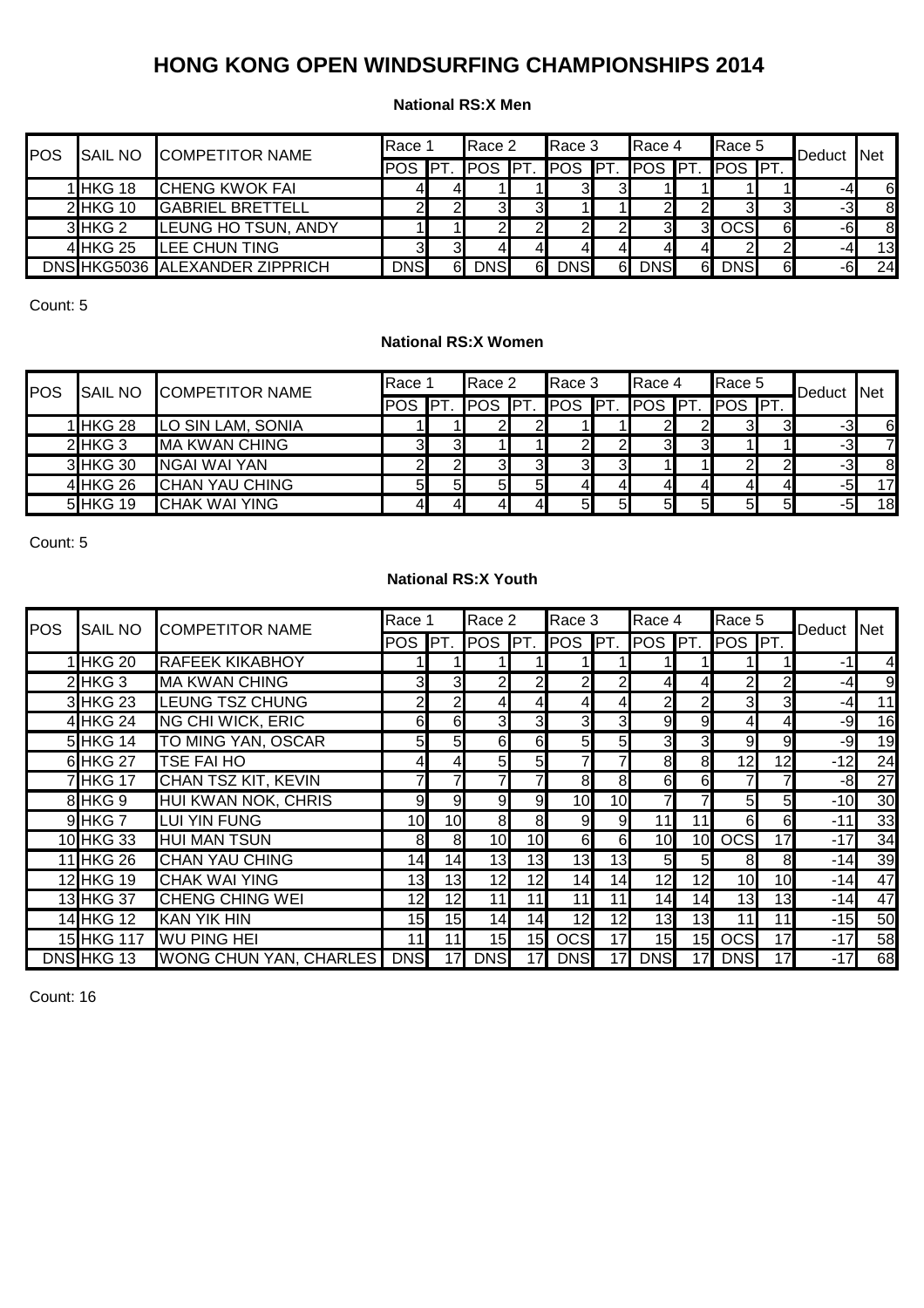# HONG KONG OPEN WINDSURFING CHAMPIONSHIPS 2014

### National RS:X Men

| POS | SAIL NO | COMPETITOR NAME | Race 1 | | Race 2 | | Race 3 | | Race 4 | | Race 5 | | Deduct | Net |
|---|---|---|---|---|---|---|---|---|---|---|---|---|---|---|
| | | | POS | PT. | POS | PT. | POS | PT. | POS | PT. | POS | PT. | | |
| 1 | HKG 18 | CHENG KWOK FAI | 4 | 4 | 1 | 1 | 3 | 3 | 1 | 1 | 1 | 1 | -4 | 6 |
| 2 | HKG 10 | GABRIEL BRETTELL | 2 | 2 | 3 | 3 | 1 | 1 | 2 | 2 | 3 | 3 | -3 | 8 |
| 3 | HKG 2 | LEUNG HO TSUN, ANDY | 1 | 1 | 2 | 2 | 2 | 2 | 3 | 3 | OCS | 6 | -6 | 8 |
| 4 | HKG 25 | LEE CHUN TING | 3 | 3 | 4 | 4 | 4 | 4 | 4 | 4 | 2 | 2 | -4 | 13 |
| DNS | HKG5036 | ALEXANDER ZIPPRICH | DNS | 6 | DNS | 6 | DNS | 6 | DNS | 6 | DNS | 6 | -6 | 24 |

Count: 5

### National RS:X Women

| POS | SAIL NO | COMPETITOR NAME | Race 1 | | Race 2 | | Race 3 | | Race 4 | | Race 5 | | Deduct | Net |
|---|---|---|---|---|---|---|---|---|---|---|---|---|---|---|
| | | | POS | PT. | POS | PT. | POS | PT. | POS | PT. | POS | PT. | | |
| 1 | HKG 28 | LO SIN LAM, SONIA | 1 | 1 | 2 | 2 | 1 | 1 | 2 | 2 | 3 | 3 | -3 | 6 |
| 2 | HKG 3 | MA KWAN CHING | 3 | 3 | 1 | 1 | 2 | 2 | 3 | 3 | 1 | 1 | -3 | 7 |
| 3 | HKG 30 | NGAI WAI YAN | 2 | 2 | 3 | 3 | 3 | 3 | 1 | 1 | 2 | 2 | -3 | 8 |
| 4 | HKG 26 | CHAN YAU CHING | 5 | 5 | 5 | 5 | 4 | 4 | 4 | 4 | 4 | 4 | -5 | 17 |
| 5 | HKG 19 | CHAK WAI YING | 4 | 4 | 4 | 4 | 5 | 5 | 5 | 5 | 5 | 5 | -5 | 18 |

Count: 5

### National RS:X Youth

| POS | SAIL NO | COMPETITOR NAME | Race 1 | | Race 2 | | Race 3 | | Race 4 | | Race 5 | | Deduct | Net |
|---|---|---|---|---|---|---|---|---|---|---|---|---|---|---|
| | | | POS | PT. | POS | PT. | POS | PT. | POS | PT. | POS | PT. | | |
| 1 | HKG 20 | RAFEEK KIKABHOY | 1 | 1 | 1 | 1 | 1 | 1 | 1 | 1 | 1 | 1 | -1 | 4 |
| 2 | HKG 3 | MA KWAN CHING | 3 | 3 | 2 | 2 | 2 | 2 | 4 | 4 | 2 | 2 | -4 | 9 |
| 3 | HKG 23 | LEUNG TSZ CHUNG | 2 | 2 | 4 | 4 | 4 | 4 | 2 | 2 | 3 | 3 | -4 | 11 |
| 4 | HKG 24 | NG CHI WICK, ERIC | 6 | 6 | 3 | 3 | 3 | 3 | 9 | 9 | 4 | 4 | -9 | 16 |
| 5 | HKG 14 | TO MING YAN, OSCAR | 5 | 5 | 6 | 6 | 5 | 5 | 3 | 3 | 9 | 9 | -9 | 19 |
| 6 | HKG 27 | TSE FAI HO | 4 | 4 | 5 | 5 | 7 | 7 | 8 | 8 | 12 | 12 | -12 | 24 |
| 7 | HKG 17 | CHAN TSZ KIT, KEVIN | 7 | 7 | 7 | 7 | 8 | 8 | 6 | 6 | 7 | 7 | -8 | 27 |
| 8 | HKG 9 | HUI KWAN NOK, CHRIS | 9 | 9 | 9 | 9 | 10 | 10 | 7 | 7 | 5 | 5 | -10 | 30 |
| 9 | HKG 7 | LUI YIN FUNG | 10 | 10 | 8 | 8 | 9 | 9 | 11 | 11 | 6 | 6 | -11 | 33 |
| 10 | HKG 33 | HUI MAN TSUN | 8 | 8 | 10 | 10 | 6 | 6 | 10 | 10 | OCS | 17 | -17 | 34 |
| 11 | HKG 26 | CHAN YAU CHING | 14 | 14 | 13 | 13 | 13 | 13 | 5 | 5 | 8 | 8 | -14 | 39 |
| 12 | HKG 19 | CHAK WAI YING | 13 | 13 | 12 | 12 | 14 | 14 | 12 | 12 | 10 | 10 | -14 | 47 |
| 13 | HKG 37 | CHENG CHING WEI | 12 | 12 | 11 | 11 | 11 | 11 | 14 | 14 | 13 | 13 | -14 | 47 |
| 14 | HKG 12 | KAN YIK HIN | 15 | 15 | 14 | 14 | 12 | 12 | 13 | 13 | 11 | 11 | -15 | 50 |
| 15 | HKG 117 | WU PING HEI | 11 | 11 | 15 | 15 | OCS | 17 | 15 | 15 | OCS | 17 | -17 | 58 |
| DNS | HKG 13 | WONG CHUN YAN, CHARLES | DNS | 17 | DNS | 17 | DNS | 17 | DNS | 17 | DNS | 17 | -17 | 68 |

Count: 16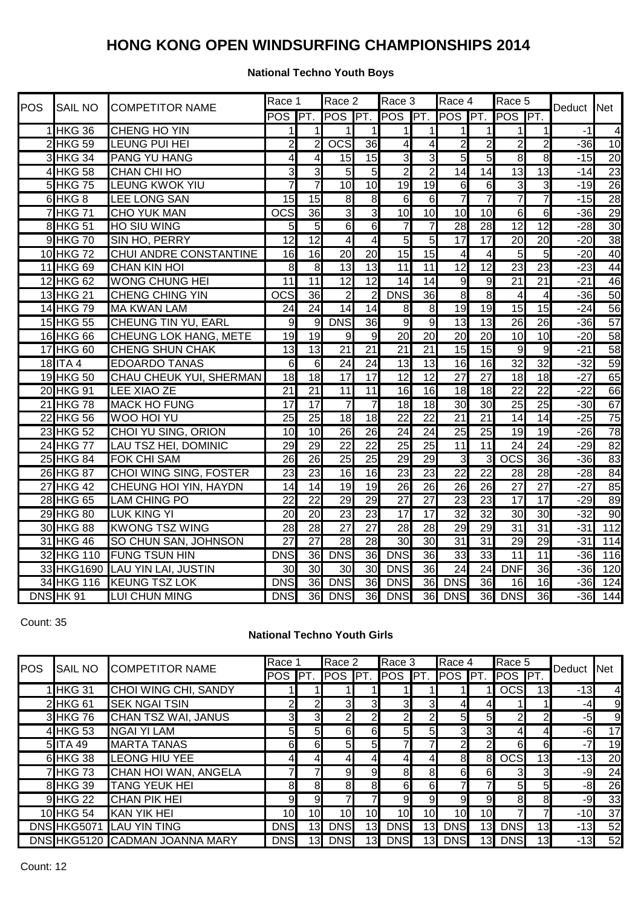# HONG KONG OPEN WINDSURFING CHAMPIONSHIPS 2014

### National Techno Youth Boys

| POS | SAIL NO | COMPETITOR NAME | Race 1 | | Race 2 | | Race 3 | | Race 4 | | Race 5 | | Deduct | Net |
|---|---|---|---|---|---|---|---|---|---|---|---|---|---|---|
| | | | POS | PT. | POS | PT. | POS | PT. | POS | PT. | POS | PT. | | |
| 1 | HKG 36 | CHENG HO YIN | 1 | 1 | 1 | 1 | 1 | 1 | 1 | 1 | 1 | 1 | -1 | 4 |
| 2 | HKG 59 | LEUNG PUI HEI | 2 | 2 | OCS | 36 | 4 | 4 | 2 | 2 | 2 | 2 | -36 | 10 |
| 3 | HKG 34 | PANG YU HANG | 4 | 4 | 15 | 15 | 3 | 3 | 5 | 5 | 8 | 8 | -15 | 20 |
| 4 | HKG 58 | CHAN CHI HO | 3 | 3 | 5 | 5 | 2 | 2 | 14 | 14 | 13 | 13 | -14 | 23 |
| 5 | HKG 75 | LEUNG KWOK YIU | 7 | 7 | 10 | 10 | 19 | 19 | 6 | 6 | 3 | 3 | -19 | 26 |
| 6 | HKG 8 | LEE LONG SAN | 15 | 15 | 8 | 8 | 6 | 6 | 7 | 7 | 7 | 7 | -15 | 28 |
| 7 | HKG 71 | CHO YUK MAN | OCS | 36 | 3 | 3 | 10 | 10 | 10 | 10 | 6 | 6 | -36 | 29 |
| 8 | HKG 51 | HO SIU WING | 5 | 5 | 6 | 6 | 7 | 7 | 28 | 28 | 12 | 12 | -28 | 30 |
| 9 | HKG 70 | SIN HO, PERRY | 12 | 12 | 4 | 4 | 5 | 5 | 17 | 17 | 20 | 20 | -20 | 38 |
| 10 | HKG 72 | CHUI ANDRE CONSTANTINE | 16 | 16 | 20 | 20 | 15 | 15 | 4 | 4 | 5 | 5 | -20 | 40 |
| 11 | HKG 69 | CHAN KIN HOI | 8 | 8 | 13 | 13 | 11 | 11 | 12 | 12 | 23 | 23 | -23 | 44 |
| 12 | HKG 62 | WONG CHUNG HEI | 11 | 11 | 12 | 12 | 14 | 14 | 9 | 9 | 21 | 21 | -21 | 46 |
| 13 | HKG 21 | CHENG CHING YIN | OCS | 36 | 2 | 2 | DNS | 36 | 8 | 8 | 4 | 4 | -36 | 50 |
| 14 | HKG 79 | MA KWAN LAM | 24 | 24 | 14 | 14 | 8 | 8 | 19 | 19 | 15 | 15 | -24 | 56 |
| 15 | HKG 55 | CHEUNG TIN YU, EARL | 9 | 9 | DNS | 36 | 9 | 9 | 13 | 13 | 26 | 26 | -36 | 57 |
| 16 | HKG 66 | CHEUNG LOK HANG, METE | 19 | 19 | 9 | 9 | 20 | 20 | 20 | 20 | 10 | 10 | -20 | 58 |
| 17 | HKG 60 | CHENG SHUN CHAK | 13 | 13 | 21 | 21 | 21 | 21 | 15 | 15 | 9 | 9 | -21 | 58 |
| 18 | ITA 4 | EDOARDO TANAS | 6 | 6 | 24 | 24 | 13 | 13 | 16 | 16 | 32 | 32 | -32 | 59 |
| 19 | HKG 50 | CHAU CHEUK YUI, SHERMAN | 18 | 18 | 17 | 17 | 12 | 12 | 27 | 27 | 18 | 18 | -27 | 65 |
| 20 | HKG 91 | LEE XIAO ZE | 21 | 21 | 11 | 11 | 16 | 16 | 18 | 18 | 22 | 22 | -22 | 66 |
| 21 | HKG 78 | MACK HO FUNG | 17 | 17 | 7 | 7 | 18 | 18 | 30 | 30 | 25 | 25 | -30 | 67 |
| 22 | HKG 56 | WOO HOI YU | 25 | 25 | 18 | 18 | 22 | 22 | 21 | 21 | 14 | 14 | -25 | 75 |
| 23 | HKG 52 | CHOI YU SING, ORION | 10 | 10 | 26 | 26 | 24 | 24 | 25 | 25 | 19 | 19 | -26 | 78 |
| 24 | HKG 77 | LAU TSZ HEI, DOMINIC | 29 | 29 | 22 | 22 | 25 | 25 | 11 | 11 | 24 | 24 | -29 | 82 |
| 25 | HKG 84 | FOK CHI SAM | 26 | 26 | 25 | 25 | 29 | 29 | 3 | 3 | OCS | 36 | -36 | 83 |
| 26 | HKG 87 | CHOI WING SING, FOSTER | 23 | 23 | 16 | 16 | 23 | 23 | 22 | 22 | 28 | 28 | -28 | 84 |
| 27 | HKG 42 | CHEUNG HOI YIN, HAYDN | 14 | 14 | 19 | 19 | 26 | 26 | 26 | 26 | 27 | 27 | -27 | 85 |
| 28 | HKG 65 | LAM CHING PO | 22 | 22 | 29 | 29 | 27 | 27 | 23 | 23 | 17 | 17 | -29 | 89 |
| 29 | HKG 80 | LUK KING YI | 20 | 20 | 23 | 23 | 17 | 17 | 32 | 32 | 30 | 30 | -32 | 90 |
| 30 | HKG 88 | KWONG TSZ WING | 28 | 28 | 27 | 27 | 28 | 28 | 29 | 29 | 31 | 31 | -31 | 112 |
| 31 | HKG 46 | SO CHUN SAN, JOHNSON | 27 | 27 | 28 | 28 | 30 | 30 | 31 | 31 | 29 | 29 | -31 | 114 |
| 32 | HKG 110 | FUNG TSUN HIN | DNS | 36 | DNS | 36 | DNS | 36 | 33 | 33 | 11 | 11 | -36 | 116 |
| 33 | HKG1690 | LAU YIN LAI, JUSTIN | 30 | 30 | 30 | 30 | DNS | 36 | 24 | 24 | DNF | 36 | -36 | 120 |
| 34 | HKG 116 | KEUNG TSZ LOK | DNS | 36 | DNS | 36 | DNS | 36 | DNS | 36 | 16 | 16 | -36 | 124 |
| DNS | HK 91 | LUI CHUN MING | DNS | 36 | DNS | 36 | DNS | 36 | DNS | 36 | DNS | 36 | -36 | 144 |

Count: 35

### National Techno Youth Girls

| POS | SAIL NO | COMPETITOR NAME | Race 1 | | Race 2 | | Race 3 | | Race 4 | | Race 5 | | Deduct | Net |
|---|---|---|---|---|---|---|---|---|---|---|---|---|---|---|
| | | | POS | PT. | POS | PT. | POS | PT. | POS | PT. | POS | PT. | | |
| 1 | HKG 31 | CHOI WING CHI, SANDY | 1 | 1 | 1 | 1 | 1 | 1 | 1 | 1 | OCS | 13 | -13 | 4 |
| 2 | HKG 61 | SEK NGAI TSIN | 2 | 2 | 3 | 3 | 3 | 3 | 4 | 4 | 1 | 1 | -4 | 9 |
| 3 | HKG 76 | CHAN TSZ WAI, JANUS | 3 | 3 | 2 | 2 | 2 | 2 | 5 | 5 | 2 | 2 | -5 | 9 |
| 4 | HKG 53 | NGAI YI LAM | 5 | 5 | 6 | 6 | 5 | 5 | 3 | 3 | 4 | 4 | -6 | 17 |
| 5 | ITA 49 | MARTA TANAS | 6 | 6 | 5 | 5 | 7 | 7 | 2 | 2 | 6 | 6 | -7 | 19 |
| 6 | HKG 38 | LEONG HIU YEE | 4 | 4 | 4 | 4 | 4 | 4 | 8 | 8 | OCS | 13 | -13 | 20 |
| 7 | HKG 73 | CHAN HOI WAN, ANGELA | 7 | 7 | 9 | 9 | 8 | 8 | 6 | 6 | 3 | 3 | -9 | 24 |
| 8 | HKG 39 | TANG YEUK HEI | 8 | 8 | 8 | 8 | 6 | 6 | 7 | 7 | 5 | 5 | -8 | 26 |
| 9 | HKG 22 | CHAN PIK HEI | 9 | 9 | 7 | 7 | 9 | 9 | 9 | 9 | 8 | 8 | -9 | 33 |
| 10 | HKG 54 | KAN YIK HEI | 10 | 10 | 10 | 10 | 10 | 10 | 10 | 10 | 7 | 7 | -10 | 37 |
| DNS | HKG5071 | LAU YIN TING | DNS | 13 | DNS | 13 | DNS | 13 | DNS | 13 | DNS | 13 | -13 | 52 |
| DNS | HKG5120 | CADMAN JOANNA MARY | DNS | 13 | DNS | 13 | DNS | 13 | DNS | 13 | DNS | 13 | -13 | 52 |

Count: 12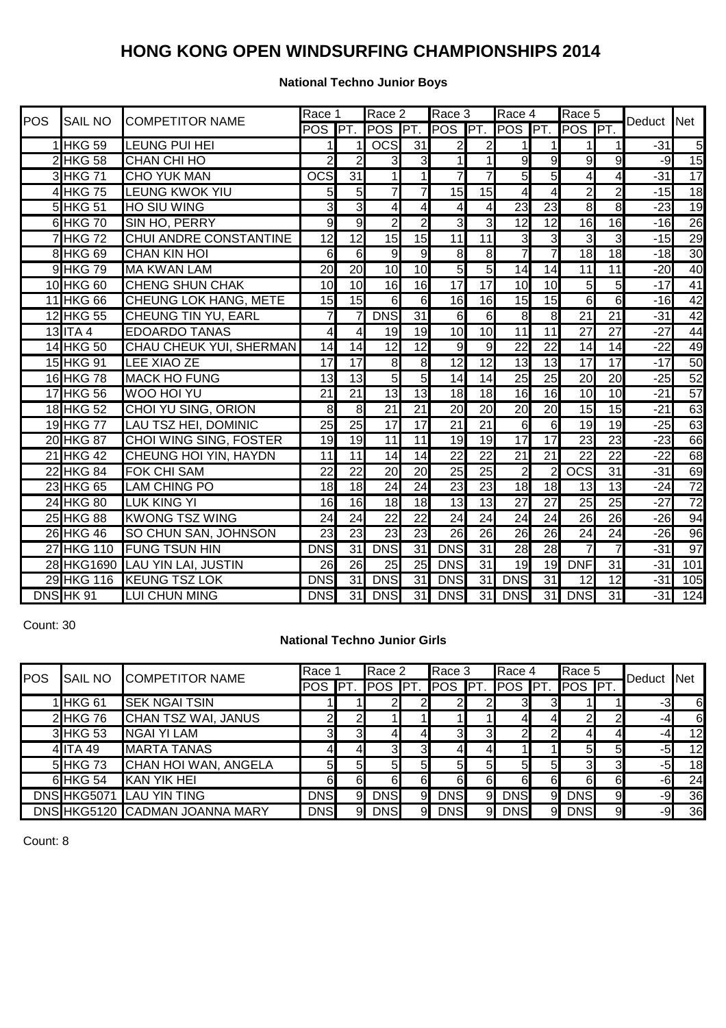# HONG KONG OPEN WINDSURFING CHAMPIONSHIPS 2014

### National Techno Junior Boys

| POS | SAIL NO | COMPETITOR NAME | Race 1 | | Race 2 | | Race 3 | | Race 4 | | Race 5 | | Deduct | Net |
|---|---|---|---|---|---|---|---|---|---|---|---|---|---|---|
| | | | POS | PT. | POS | PT. | POS | PT. | POS | PT. | POS | PT. | | |
| 1 | HKG 59 | LEUNG PUI HEI | 1 | 1 | OCS | 31 | 2 | 2 | 1 | 1 | 1 | 1 | -31 | 5 |
| 2 | HKG 58 | CHAN CHI HO | 2 | 2 | 3 | 3 | 1 | 1 | 9 | 9 | 9 | 9 | -9 | 15 |
| 3 | HKG 71 | CHO YUK MAN | OCS | 31 | 1 | 1 | 7 | 7 | 5 | 5 | 4 | 4 | -31 | 17 |
| 4 | HKG 75 | LEUNG KWOK YIU | 5 | 5 | 7 | 7 | 15 | 15 | 4 | 4 | 2 | 2 | -15 | 18 |
| 5 | HKG 51 | HO SIU WING | 3 | 3 | 4 | 4 | 4 | 4 | 23 | 23 | 8 | 8 | -23 | 19 |
| 6 | HKG 70 | SIN HO, PERRY | 9 | 9 | 2 | 2 | 3 | 3 | 12 | 12 | 16 | 16 | -16 | 26 |
| 7 | HKG 72 | CHUI ANDRE CONSTANTINE | 12 | 12 | 15 | 15 | 11 | 11 | 3 | 3 | 3 | 3 | -15 | 29 |
| 8 | HKG 69 | CHAN KIN HOI | 6 | 6 | 9 | 9 | 8 | 8 | 7 | 7 | 18 | 18 | -18 | 30 |
| 9 | HKG 79 | MA KWAN LAM | 20 | 20 | 10 | 10 | 5 | 5 | 14 | 14 | 11 | 11 | -20 | 40 |
| 10 | HKG 60 | CHENG SHUN CHAK | 10 | 10 | 16 | 16 | 17 | 17 | 10 | 10 | 5 | 5 | -17 | 41 |
| 11 | HKG 66 | CHEUNG LOK HANG, METE | 15 | 15 | 6 | 6 | 16 | 16 | 15 | 15 | 6 | 6 | -16 | 42 |
| 12 | HKG 55 | CHEUNG TIN YU, EARL | 7 | 7 | DNS | 31 | 6 | 6 | 8 | 8 | 21 | 21 | -31 | 42 |
| 13 | ITA 4 | EDOARDO TANAS | 4 | 4 | 19 | 19 | 10 | 10 | 11 | 11 | 27 | 27 | -27 | 44 |
| 14 | HKG 50 | CHAU CHEUK YUI, SHERMAN | 14 | 14 | 12 | 12 | 9 | 9 | 22 | 22 | 14 | 14 | -22 | 49 |
| 15 | HKG 91 | LEE XIAO ZE | 17 | 17 | 8 | 8 | 12 | 12 | 13 | 13 | 17 | 17 | -17 | 50 |
| 16 | HKG 78 | MACK HO FUNG | 13 | 13 | 5 | 5 | 14 | 14 | 25 | 25 | 20 | 20 | -25 | 52 |
| 17 | HKG 56 | WOO HOI YU | 21 | 21 | 13 | 13 | 18 | 18 | 16 | 16 | 10 | 10 | -21 | 57 |
| 18 | HKG 52 | CHOI YU SING, ORION | 8 | 8 | 21 | 21 | 20 | 20 | 20 | 20 | 15 | 15 | -21 | 63 |
| 19 | HKG 77 | LAU TSZ HEI, DOMINIC | 25 | 25 | 17 | 17 | 21 | 21 | 6 | 6 | 19 | 19 | -25 | 63 |
| 20 | HKG 87 | CHOI WING SING, FOSTER | 19 | 19 | 11 | 11 | 19 | 19 | 17 | 17 | 23 | 23 | -23 | 66 |
| 21 | HKG 42 | CHEUNG HOI YIN, HAYDN | 11 | 11 | 14 | 14 | 22 | 22 | 21 | 21 | 22 | 22 | -22 | 68 |
| 22 | HKG 84 | FOK CHI SAM | 22 | 22 | 20 | 20 | 25 | 25 | 2 | 2 | OCS | 31 | -31 | 69 |
| 23 | HKG 65 | LAM CHING PO | 18 | 18 | 24 | 24 | 23 | 23 | 18 | 18 | 13 | 13 | -24 | 72 |
| 24 | HKG 80 | LUK KING YI | 16 | 16 | 18 | 18 | 13 | 13 | 27 | 27 | 25 | 25 | -27 | 72 |
| 25 | HKG 88 | KWONG TSZ WING | 24 | 24 | 22 | 22 | 24 | 24 | 24 | 24 | 26 | 26 | -26 | 94 |
| 26 | HKG 46 | SO CHUN SAN, JOHNSON | 23 | 23 | 23 | 23 | 26 | 26 | 26 | 26 | 24 | 24 | -26 | 96 |
| 27 | HKG 110 | FUNG TSUN HIN | DNS | 31 | DNS | 31 | DNS | 31 | 28 | 28 | 7 | 7 | -31 | 97 |
| 28 | HKG1690 | LAU YIN LAI, JUSTIN | 26 | 26 | 25 | 25 | DNS | 31 | 19 | 19 | DNF | 31 | -31 | 101 |
| 29 | HKG 116 | KEUNG TSZ LOK | DNS | 31 | DNS | 31 | DNS | 31 | DNS | 31 | 12 | 12 | -31 | 105 |
| DNS | HK 91 | LUI CHUN MING | DNS | 31 | DNS | 31 | DNS | 31 | DNS | 31 | DNS | 31 | -31 | 124 |

Count: 30

### National Techno Junior Girls

| POS | SAIL NO | COMPETITOR NAME | Race 1 | | Race 2 | | Race 3 | | Race 4 | | Race 5 | | Deduct | Net |
|---|---|---|---|---|---|---|---|---|---|---|---|---|---|---|
| | | | POS | PT. | POS | PT. | POS | PT. | POS | PT. | POS | PT. | | |
| 1 | HKG 61 | SEK NGAI TSIN | 1 | 1 | 2 | 2 | 2 | 2 | 3 | 3 | 1 | 1 | -3 | 6 |
| 2 | HKG 76 | CHAN TSZ WAI, JANUS | 2 | 2 | 1 | 1 | 1 | 1 | 4 | 4 | 2 | 2 | -4 | 6 |
| 3 | HKG 53 | NGAI YI LAM | 3 | 3 | 4 | 4 | 3 | 3 | 2 | 2 | 4 | 4 | -4 | 12 |
| 4 | ITA 49 | MARTA TANAS | 4 | 4 | 3 | 3 | 4 | 4 | 1 | 1 | 5 | 5 | -5 | 12 |
| 5 | HKG 73 | CHAN HOI WAN, ANGELA | 5 | 5 | 5 | 5 | 5 | 5 | 5 | 5 | 3 | 3 | -5 | 18 |
| 6 | HKG 54 | KAN YIK HEI | 6 | 6 | 6 | 6 | 6 | 6 | 6 | 6 | 6 | 6 | -6 | 24 |
| DNS | HKG5071 | LAU YIN TING | DNS | 9 | DNS | 9 | DNS | 9 | DNS | 9 | DNS | 9 | -9 | 36 |
| DNS | HKG5120 | CADMAN JOANNA MARY | DNS | 9 | DNS | 9 | DNS | 9 | DNS | 9 | DNS | 9 | -9 | 36 |

Count: 8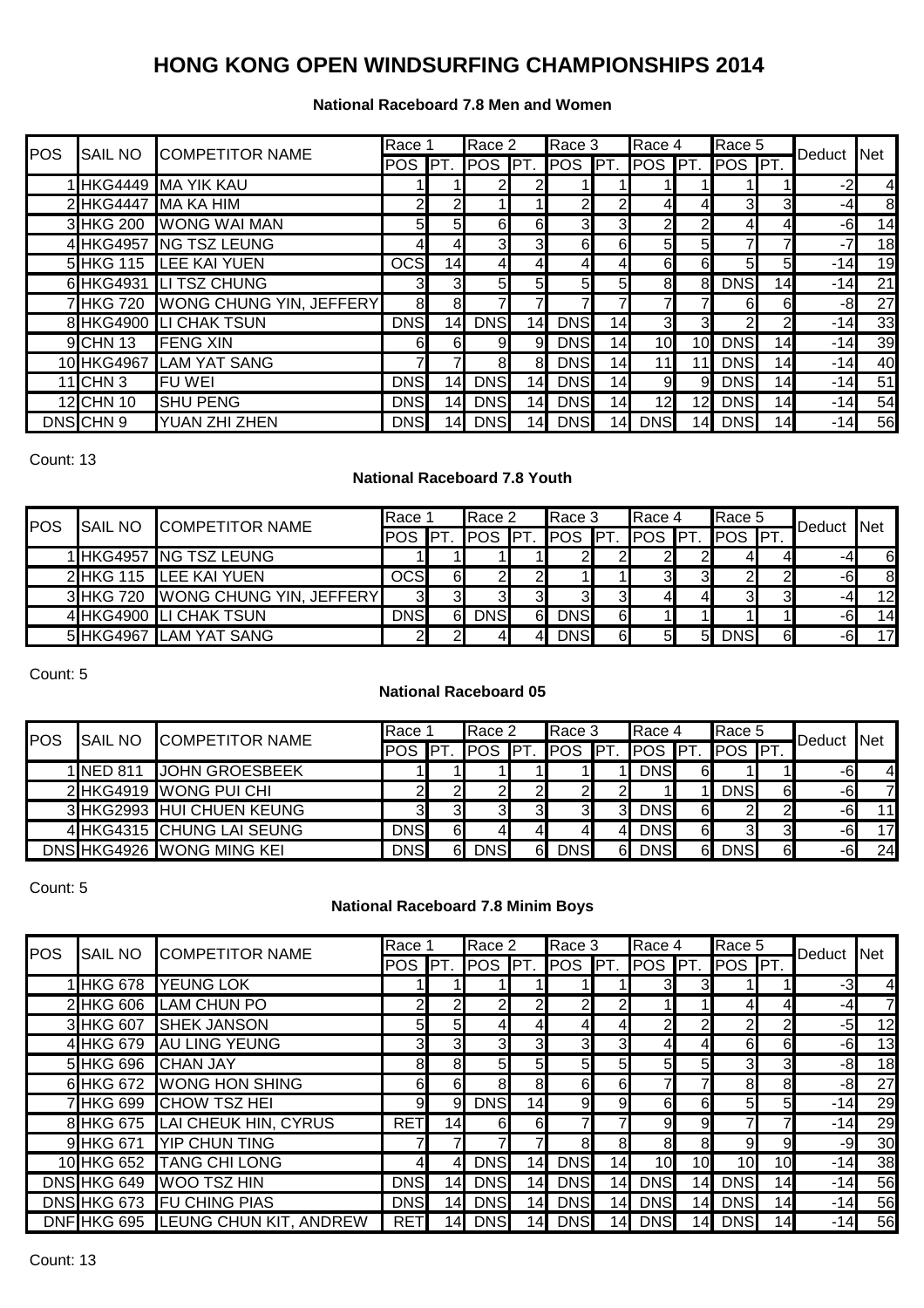# HONG KONG OPEN WINDSURFING CHAMPIONSHIPS 2014

### National Raceboard 7.8 Men and Women

| POS | SAIL NO | COMPETITOR NAME | Race 1 | | Race 2 | | Race 3 | | Race 4 | | Race 5 | | Deduct | Net |
|---|---|---|---|---|---|---|---|---|---|---|---|---|---|---|
| | | | POS | PT. | POS | PT. | POS | PT. | POS | PT. | POS | PT. | | |
| 1 | HKG4449 | MA YIK KAU | 1 | 1 | 2 | 2 | 1 | 1 | 1 | 1 | 1 | 1 | -2 | 4 |
| 2 | HKG4447 | MA KA HIM | 2 | 2 | 1 | 1 | 2 | 2 | 4 | 4 | 3 | 3 | -4 | 8 |
| 3 | HKG 200 | WONG WAI MAN | 5 | 5 | 6 | 6 | 3 | 3 | 2 | 2 | 4 | 4 | -6 | 14 |
| 4 | HKG4957 | NG TSZ LEUNG | 4 | 4 | 3 | 3 | 6 | 6 | 5 | 5 | 7 | 7 | -7 | 18 |
| 5 | HKG 115 | LEE KAI YUEN | OCS | 14 | 4 | 4 | 4 | 4 | 6 | 6 | 5 | 5 | -14 | 19 |
| 6 | HKG4931 | LI TSZ CHUNG | 3 | 3 | 5 | 5 | 5 | 5 | 8 | 8 | DNS | 14 | -14 | 21 |
| 7 | HKG 720 | WONG CHUNG YIN, JEFFERY | 8 | 8 | 7 | 7 | 7 | 7 | 7 | 7 | 6 | 6 | -8 | 27 |
| 8 | HKG4900 | LI CHAK TSUN | DNS | 14 | DNS | 14 | DNS | 14 | 3 | 3 | 2 | 2 | -14 | 33 |
| 9 | CHN 13 | FENG XIN | 6 | 6 | 9 | 9 | DNS | 14 | 10 | 10 | DNS | 14 | -14 | 39 |
| 10 | HKG4967 | LAM YAT SANG | 7 | 7 | 8 | 8 | DNS | 14 | 11 | 11 | DNS | 14 | -14 | 40 |
| 11 | CHN 3 | FU WEI | DNS | 14 | DNS | 14 | DNS | 14 | 9 | 9 | DNS | 14 | -14 | 51 |
| 12 | CHN 10 | SHU PENG | DNS | 14 | DNS | 14 | DNS | 14 | 12 | 12 | DNS | 14 | -14 | 54 |
| DNS | CHN 9 | YUAN ZHI ZHEN | DNS | 14 | DNS | 14 | DNS | 14 | DNS | 14 | DNS | 14 | -14 | 56 |

Count: 13

### National Raceboard 7.8 Youth

| POS | SAIL NO | COMPETITOR NAME | Race 1 | | Race 2 | | Race 3 | | Race 4 | | Race 5 | | Deduct | Net |
|---|---|---|---|---|---|---|---|---|---|---|---|---|---|---|
| | | | POS | PT. | POS | PT. | POS | PT. | POS | PT. | POS | PT. | | |
| 1 | HKG4957 | NG TSZ LEUNG | 1 | 1 | 1 | 1 | 2 | 2 | 2 | 2 | 4 | 4 | -4 | 6 |
| 2 | HKG 115 | LEE KAI YUEN | OCS | 6 | 2 | 2 | 1 | 1 | 3 | 3 | 2 | 2 | -6 | 8 |
| 3 | HKG 720 | WONG CHUNG YIN, JEFFERY | 3 | 3 | 3 | 3 | 3 | 3 | 4 | 4 | 3 | 3 | -4 | 12 |
| 4 | HKG4900 | LI CHAK TSUN | DNS | 6 | DNS | 6 | DNS | 6 | 1 | 1 | 1 | 1 | -6 | 14 |
| 5 | HKG4967 | LAM YAT SANG | 2 | 2 | 4 | 4 | DNS | 6 | 5 | 5 | DNS | 6 | -6 | 17 |

Count: 5

### National Raceboard 05

| POS | SAIL NO | COMPETITOR NAME | Race 1 | | Race 2 | | Race 3 | | Race 4 | | Race 5 | | Deduct | Net |
|---|---|---|---|---|---|---|---|---|---|---|---|---|---|---|
| | | | POS | PT. | POS | PT. | POS | PT. | POS | PT. | POS | PT. | | |
| 1 | NED 811 | JOHN GROESBEEK | 1 | 1 | 1 | 1 | 1 | 1 | DNS | 6 | 1 | 1 | -6 | 4 |
| 2 | HKG4919 | WONG PUI CHI | 2 | 2 | 2 | 2 | 2 | 2 | 1 | 1 | DNS | 6 | -6 | 7 |
| 3 | HKG2993 | HUI CHUEN KEUNG | 3 | 3 | 3 | 3 | 3 | 3 | DNS | 6 | 2 | 2 | -6 | 11 |
| 4 | HKG4315 | CHUNG LAI SEUNG | DNS | 6 | 4 | 4 | 4 | 4 | DNS | 6 | 3 | 3 | -6 | 17 |
| DNS | HKG4926 | WONG MING KEI | DNS | 6 | DNS | 6 | DNS | 6 | DNS | 6 | DNS | 6 | -6 | 24 |

Count: 5

### National Raceboard 7.8 Minim Boys

| POS | SAIL NO | COMPETITOR NAME | Race 1 | | Race 2 | | Race 3 | | Race 4 | | Race 5 | | Deduct | Net |
|---|---|---|---|---|---|---|---|---|---|---|---|---|---|---|
| | | | POS | PT. | POS | PT. | POS | PT. | POS | PT. | POS | PT. | | |
| 1 | HKG 678 | YEUNG LOK | 1 | 1 | 1 | 1 | 1 | 1 | 3 | 3 | 1 | 1 | -3 | 4 |
| 2 | HKG 606 | LAM CHUN PO | 2 | 2 | 2 | 2 | 2 | 2 | 1 | 1 | 4 | 4 | -4 | 7 |
| 3 | HKG 607 | SHEK JANSON | 5 | 5 | 4 | 4 | 4 | 4 | 2 | 2 | 2 | 2 | -5 | 12 |
| 4 | HKG 679 | AU LING YEUNG | 3 | 3 | 3 | 3 | 3 | 3 | 4 | 4 | 6 | 6 | -6 | 13 |
| 5 | HKG 696 | CHAN JAY | 8 | 8 | 5 | 5 | 5 | 5 | 5 | 5 | 3 | 3 | -8 | 18 |
| 6 | HKG 672 | WONG HON SHING | 6 | 6 | 8 | 8 | 6 | 6 | 7 | 7 | 8 | 8 | -8 | 27 |
| 7 | HKG 699 | CHOW TSZ HEI | 9 | 9 | DNS | 14 | 9 | 9 | 6 | 6 | 5 | 5 | -14 | 29 |
| 8 | HKG 675 | LAI CHEUK HIN, CYRUS | RET | 14 | 6 | 6 | 7 | 7 | 9 | 9 | 7 | 7 | -14 | 29 |
| 9 | HKG 671 | YIP CHUN TING | 7 | 7 | 7 | 7 | 8 | 8 | 8 | 8 | 9 | 9 | -9 | 30 |
| 10 | HKG 652 | TANG CHI LONG | 4 | 4 | DNS | 14 | DNS | 14 | 10 | 10 | 10 | 10 | -14 | 38 |
| DNS | HKG 649 | WOO TSZ HIN | DNS | 14 | DNS | 14 | DNS | 14 | DNS | 14 | DNS | 14 | -14 | 56 |
| DNS | HKG 673 | FU CHING PIAS | DNS | 14 | DNS | 14 | DNS | 14 | DNS | 14 | DNS | 14 | -14 | 56 |
| DNF | HKG 695 | LEUNG CHUN KIT, ANDREW | RET | 14 | DNS | 14 | DNS | 14 | DNS | 14 | DNS | 14 | -14 | 56 |

Count: 13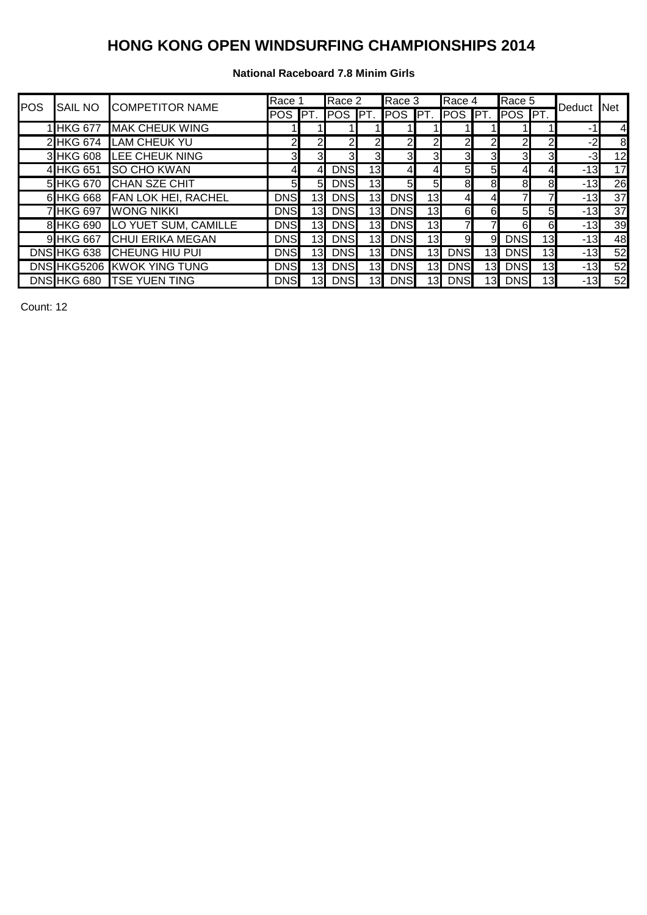# HONG KONG OPEN WINDSURFING CHAMPIONSHIPS 2014

**National Raceboard 7.8 Minim Girls**

| POS | SAIL NO | COMPETITOR NAME | Race 1 | | Race 2 | | Race 3 | | Race 4 | | Race 5 | | Deduct | Net |
|---|---|---|---|---|---|---|---|---|---|---|---|---|---|---|
| | | | POS | PT. | POS | PT. | POS | PT. | POS | PT. | POS | PT. | | |
| 1 | HKG 677 | MAK CHEUK WING | 1 | 1 | 1 | 1 | 1 | 1 | 1 | 1 | 1 | 1 | -1 | 4 |
| 2 | HKG 674 | LAM CHEUK YU | 2 | 2 | 2 | 2 | 2 | 2 | 2 | 2 | 2 | 2 | -2 | 8 |
| 3 | HKG 608 | LEE CHEUK NING | 3 | 3 | 3 | 3 | 3 | 3 | 3 | 3 | 3 | 3 | -3 | 12 |
| 4 | HKG 651 | SO CHO KWAN | 4 | 4 | DNS | 13 | 4 | 4 | 5 | 5 | 4 | 4 | -13 | 17 |
| 5 | HKG 670 | CHAN SZE CHIT | 5 | 5 | DNS | 13 | 5 | 5 | 8 | 8 | 8 | 8 | -13 | 26 |
| 6 | HKG 668 | FAN LOK HEI, RACHEL | DNS | 13 | DNS | 13 | DNS | 13 | 4 | 4 | 7 | 7 | -13 | 37 |
| 7 | HKG 697 | WONG NIKKI | DNS | 13 | DNS | 13 | DNS | 13 | 6 | 6 | 5 | 5 | -13 | 37 |
| 8 | HKG 690 | LO YUET SUM, CAMILLE | DNS | 13 | DNS | 13 | DNS | 13 | 7 | 7 | 6 | 6 | -13 | 39 |
| 9 | HKG 667 | CHUI ERIKA MEGAN | DNS | 13 | DNS | 13 | DNS | 13 | 9 | 9 | DNS | 13 | -13 | 48 |
| DNS | HKG 638 | CHEUNG HIU PUI | DNS | 13 | DNS | 13 | DNS | 13 | DNS | 13 | DNS | 13 | -13 | 52 |
| DNS | HKG5206 | KWOK YING TUNG | DNS | 13 | DNS | 13 | DNS | 13 | DNS | 13 | DNS | 13 | -13 | 52 |
| DNS | HKG 680 | TSE YUEN TING | DNS | 13 | DNS | 13 | DNS | 13 | DNS | 13 | DNS | 13 | -13 | 52 |

Count: 12